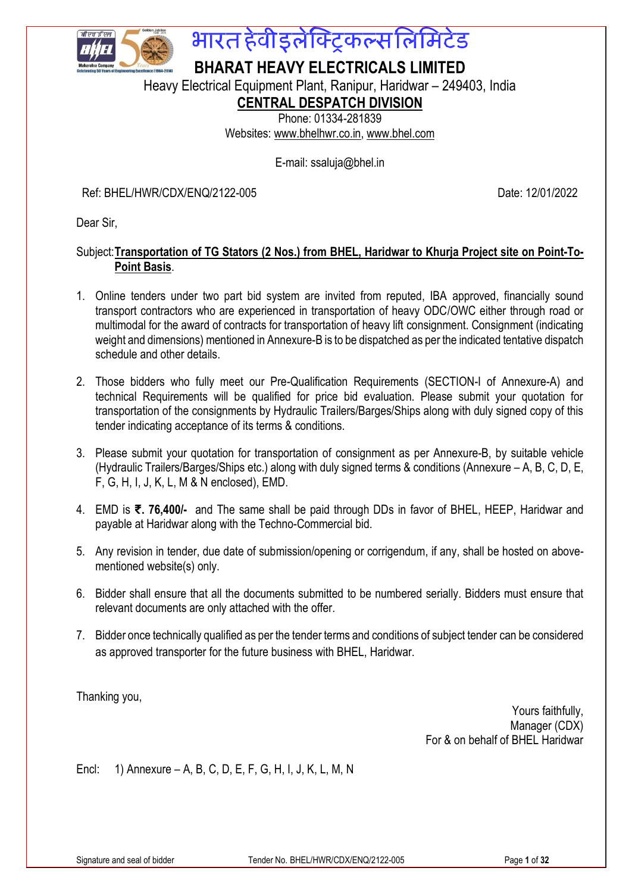# भारत हेवी इलेक्ट्रिकल्स लिमिटेड

# BHARAT HEAVY ELECTRICALS LIMITED

Heavy Electrical Equipment Plant, Ranipur, Haridwar – 249403, India

## CENTRAL DESPATCH DIVISION

Phone: 01334-281839

Websites: www.bhelhwr.co.in, www.bhel.com

E-mail: ssaluja@bhel.in

Ref: BHEL/HWR/CDX/ENQ/2122-005 Date: 12/01/2022

Dear Sir,

Subject: **Transportation of TG Stators (2 Nos.) from BHEL, Haridwar to Khurja Project site on Point-To-Point Basis**.

1. Online tenders under two part bid system are invited from reputed, IBA approved, financially sound transport contractors who are experienced in transportation of heavy ODC/OWC either through road or multimodal for the award of contracts for transportation of heavy lift consignment. Consignment (indicating weight and dimensions) mentioned in Annexure-B is to be dispatched as per the indicated tentative dispatch schedule and other details.

2. Those bidders who fully meet our Pre-Qualification Requirements (SECTION-I of Annexure-A) and technical Requirements will be qualified for price bid evaluation. Please submit your quotation for transportation of the consignments by Hydraulic Trailers/Barges/Ships along with duly signed copy of this tender indicating acceptance of its terms & conditions.

3. Please submit your quotation for transportation of consignment as per Annexure-B, by suitable vehicle (Hydraulic Trailers/Barges/Ships etc.) along with duly signed terms & conditions (Annexure – A, B, C, D, E, F, G, H, I, J, K, L, M & N enclosed), EMD.

4. EMD is **₹. 76,400/-** and The same shall be paid through DDs in favor of BHEL, HEEP, Haridwar and payable at Haridwar along with the Techno-Commercial bid.

5. Any revision in tender, due date of submission/opening or corrigendum, if any, shall be hosted on above-mentioned website(s) only.

6. Bidder shall ensure that all the documents submitted to be numbered serially. Bidders must ensure that relevant documents are only attached with the offer.

7. Bidder once technically qualified as per the tender terms and conditions of subject tender can be considered as approved transporter for the future business with BHEL, Haridwar.

Thanking you,

Yours faithfully,
Manager (CDX)
For & on behalf of BHEL Haridwar

Encl: 1) Annexure – A, B, C, D, E, F, G, H, I, J, K, L, M, N

Signature and seal of bidder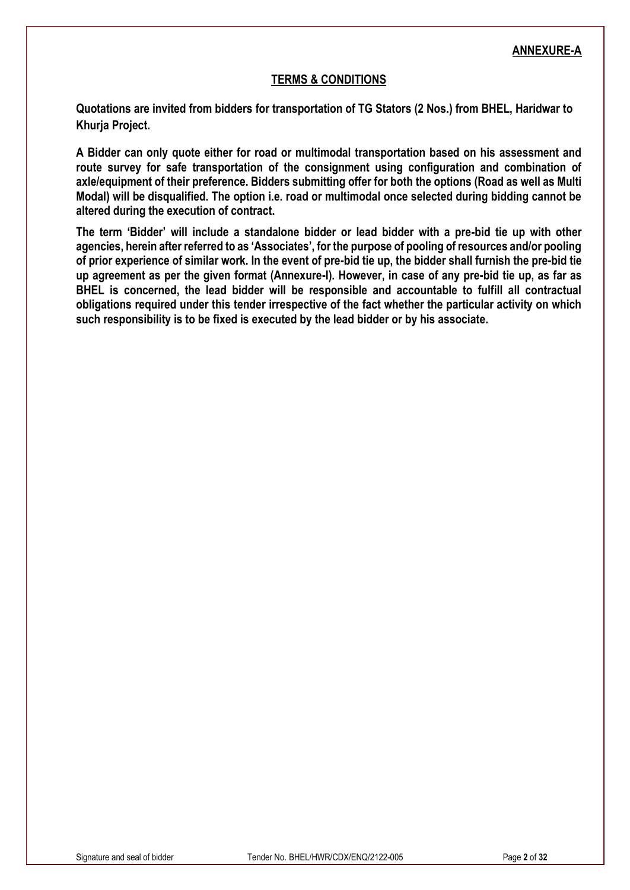**ANNEXURE-A**

## TERMS & CONDITIONS

**Quotations are invited from bidders for transportation of TG Stators (2 Nos.) from BHEL, Haridwar to Khurja Project.**

**A Bidder can only quote either for road or multimodal transportation based on his assessment and route survey for safe transportation of the consignment using configuration and combination of axle/equipment of their preference. Bidders submitting offer for both the options (Road as well as Multi Modal) will be disqualified. The option i.e. road or multimodal once selected during bidding cannot be altered during the execution of contract.**

**The term 'Bidder' will include a standalone bidder or lead bidder with a pre-bid tie up with other agencies, herein after referred to as 'Associates', for the purpose of pooling of resources and/or pooling of prior experience of similar work. In the event of pre-bid tie up, the bidder shall furnish the pre-bid tie up agreement as per the given format (Annexure-I). However, in case of any pre-bid tie up, as far as BHEL is concerned, the lead bidder will be responsible and accountable to fulfill all contractual obligations required under this tender irrespective of the fact whether the particular activity on which such responsibility is to be fixed is executed by the lead bidder or by his associate.**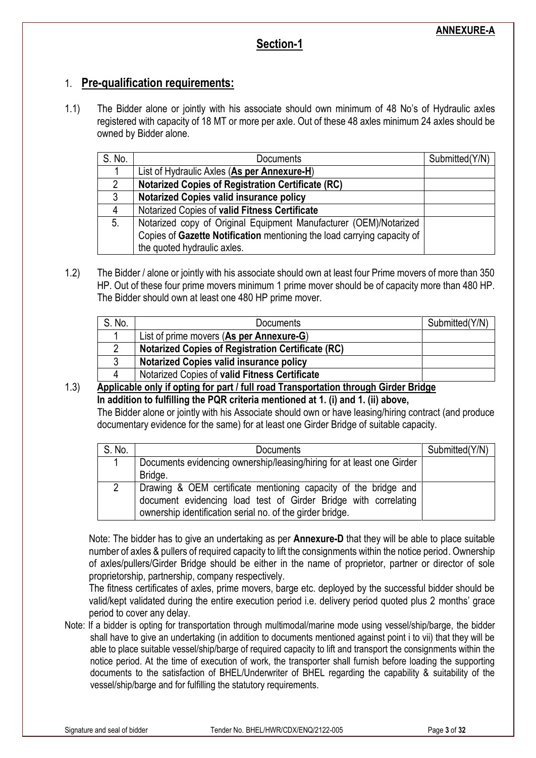**ANNEXURE-A**

## Section-1

### 1. Pre-qualification requirements:

1.1) The Bidder alone or jointly with his associate should own minimum of 48 No's of Hydraulic axles registered with capacity of 18 MT or more per axle. Out of these 48 axles minimum 24 axles should be owned by Bidder alone.

| S. No. | Documents | Submitted(Y/N) |
|---|---|---|
| 1 | List of Hydraulic Axles (**As per Annexure-H**) | |
| 2 | **Notarized Copies of Registration Certificate (RC)** | |
| 3 | **Notarized Copies valid insurance policy** | |
| 4 | Notarized Copies of **valid Fitness Certificate** | |
| 5. | Notarized copy of Original Equipment Manufacturer (OEM)/Notarized Copies of **Gazette Notification** mentioning the load carrying capacity of the quoted hydraulic axles. | |

1.2) The Bidder / alone or jointly with his associate should own at least four Prime movers of more than 350 HP. Out of these four prime movers minimum 1 prime mover should be of capacity more than 480 HP. The Bidder should own at least one 480 HP prime mover.

| S. No. | Documents | Submitted(Y/N) |
|---|---|---|
| 1 | List of prime movers (**As per Annexure-G**) | |
| 2 | **Notarized Copies of Registration Certificate (RC)** | |
| 3 | **Notarized Copies valid insurance policy** | |
| 4 | Notarized Copies of **valid Fitness Certificate** | |

1.3) **Applicable only if opting for part / full road Transportation through Girder Bridge**

**In addition to fulfilling the PQR criteria mentioned at 1. (i) and 1. (ii) above,**

The Bidder alone or jointly with his Associate should own or have leasing/hiring contract (and produce documentary evidence for the same) for at least one Girder Bridge of suitable capacity.

| S. No. | Documents | Submitted(Y/N) |
|---|---|---|
| 1 | Documents evidencing ownership/leasing/hiring for at least one Girder Bridge. | |
| 2 | Drawing & OEM certificate mentioning capacity of the bridge and document evidencing load test of Girder Bridge with correlating ownership identification serial no. of the girder bridge. | |

Note: The bidder has to give an undertaking as per **Annexure-D** that they will be able to place suitable number of axles & pullers of required capacity to lift the consignments within the notice period. Ownership of axles/pullers/Girder Bridge should be either in the name of proprietor, partner or director of sole proprietorship, partnership, company respectively.

The fitness certificates of axles, prime movers, barge etc. deployed by the successful bidder should be valid/kept validated during the entire execution period i.e. delivery period quoted plus 2 months' grace period to cover any delay.

Note: If a bidder is opting for transportation through multimodal/marine mode using vessel/ship/barge, the bidder shall have to give an undertaking (in addition to documents mentioned against point i to vii) that they will be able to place suitable vessel/ship/barge of required capacity to lift and transport the consignments within the notice period. At the time of execution of work, the transporter shall furnish before loading the supporting documents to the satisfaction of BHEL/Underwriter of BHEL regarding the capability & suitability of the vessel/ship/barge and for fulfilling the statutory requirements.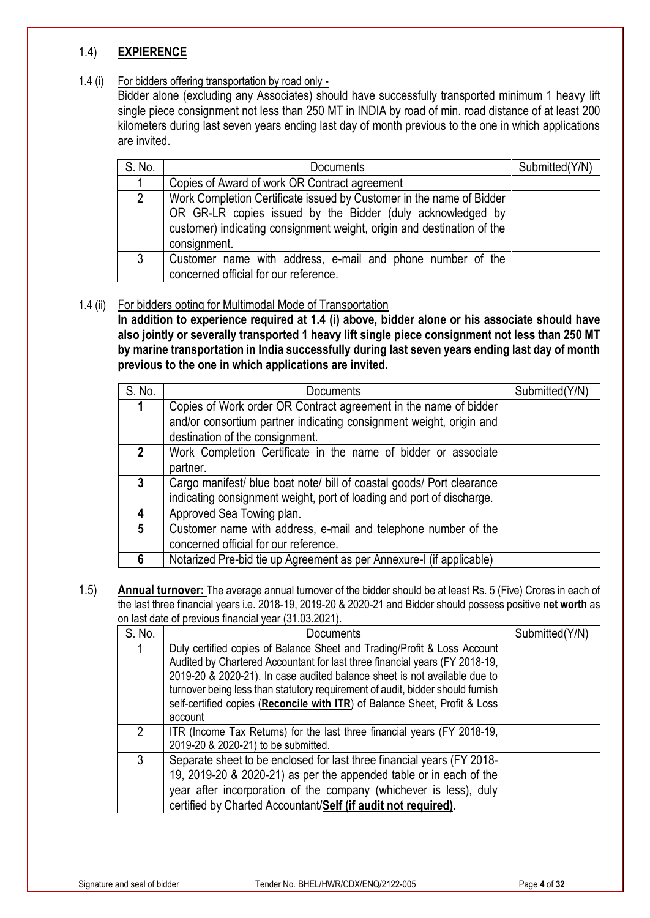## 1.4) **EXPIERENCE**

1.4 (i) For bidders offering transportation by road only -

Bidder alone (excluding any Associates) should have successfully transported minimum 1 heavy lift single piece consignment not less than 250 MT in INDIA by road of min. road distance of at least 200 kilometers during last seven years ending last day of month previous to the one in which applications are invited.

| S. No. | Documents | Submitted(Y/N) |
|---|---|---|
| 1 | Copies of Award of work OR Contract agreement | |
| 2 | Work Completion Certificate issued by Customer in the name of Bidder OR GR-LR copies issued by the Bidder (duly acknowledged by customer) indicating consignment weight, origin and destination of the consignment. | |
| 3 | Customer name with address, e-mail and phone number of the concerned official for our reference. | |

1.4 (ii) For bidders opting for Multimodal Mode of Transportation

**In addition to experience required at 1.4 (i) above, bidder alone or his associate should have also jointly or severally transported 1 heavy lift single piece consignment not less than 250 MT by marine transportation in India successfully during last seven years ending last day of month previous to the one in which applications are invited.**

| S. No. | Documents | Submitted(Y/N) |
|---|---|---|
| **1** | Copies of Work order OR Contract agreement in the name of bidder and/or consortium partner indicating consignment weight, origin and destination of the consignment. | |
| **2** | Work Completion Certificate in the name of bidder or associate partner. | |
| **3** | Cargo manifest/ blue boat note/ bill of coastal goods/ Port clearance indicating consignment weight, port of loading and port of discharge. | |
| **4** | Approved Sea Towing plan. | |
| **5** | Customer name with address, e-mail and telephone number of the concerned official for our reference. | |
| **6** | Notarized Pre-bid tie up Agreement as per Annexure-I (if applicable) | |

1.5) **Annual turnover:** The average annual turnover of the bidder should be at least Rs. 5 (Five) Crores in each of the last three financial years i.e. 2018-19, 2019-20 & 2020-21 and Bidder should possess positive **net worth** as on last date of previous financial year (31.03.2021).

| S. No. | Documents | Submitted(Y/N) |
|---|---|---|
| 1 | Duly certified copies of Balance Sheet and Trading/Profit & Loss Account Audited by Chartered Accountant for last three financial years (FY 2018-19, 2019-20 & 2020-21). In case audited balance sheet is not available due to turnover being less than statutory requirement of audit, bidder should furnish self-certified copies (**Reconcile with ITR**) of Balance Sheet, Profit & Loss account | |
| 2 | ITR (Income Tax Returns) for the last three financial years (FY 2018-19, 2019-20 & 2020-21) to be submitted. | |
| 3 | Separate sheet to be enclosed for last three financial years (FY 2018-19, 2019-20 & 2020-21) as per the appended table or in each of the year after incorporation of the company (whichever is less), duly certified by Charted Accountant/**Self (if audit not required)**. | |

Signature and seal of bidder Tender No. BHEL/HWR/CDX/ENQ/2122-005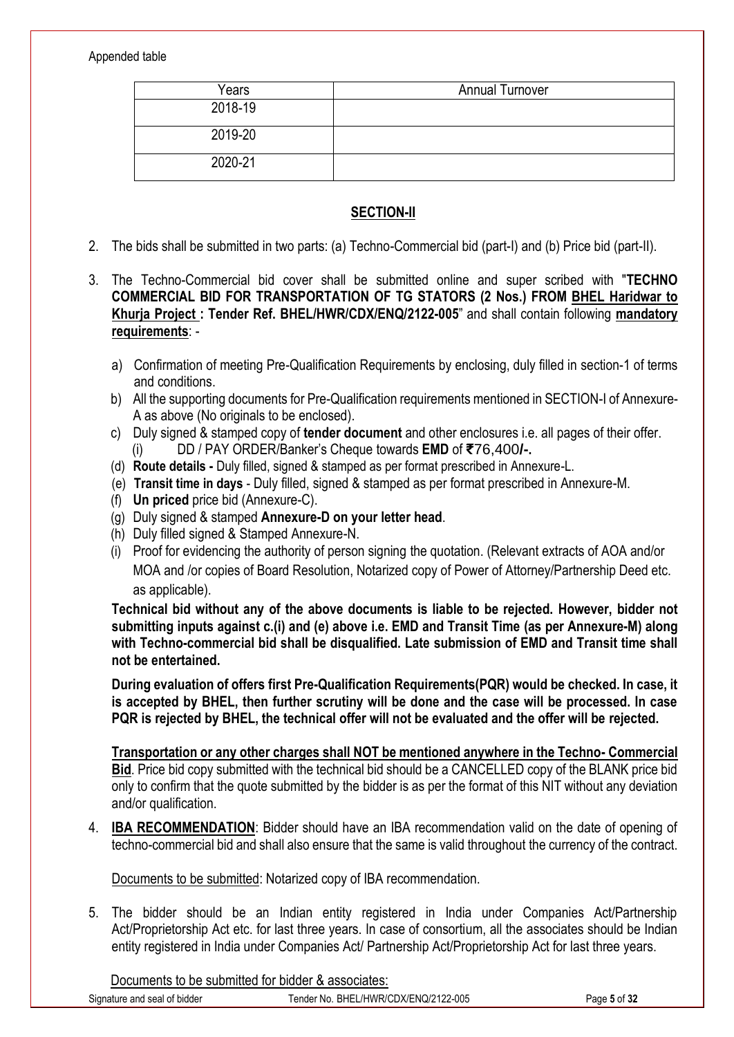Appended table

| Years | Annual Turnover |
|---|---|
| 2018-19 | |
| 2019-20 | |
| 2020-21 | |

## SECTION-II

2. The bids shall be submitted in two parts: (a) Techno-Commercial bid (part-I) and (b) Price bid (part-II).

3. The Techno-Commercial bid cover shall be submitted online and super scribed with "**TECHNO COMMERCIAL BID FOR TRANSPORTATION OF TG STATORS (2 Nos.) FROM BHEL Haridwar to Khurja Project : Tender Ref. BHEL/HWR/CDX/ENQ/2122-005**" and shall contain following **mandatory requirements**: -

   a) Confirmation of meeting Pre-Qualification Requirements by enclosing, duly filled in section-1 of terms and conditions.
   b) All the supporting documents for Pre-Qualification requirements mentioned in SECTION-I of Annexure-A as above (No originals to be enclosed).
   c) Duly signed & stamped copy of **tender document** and other enclosures i.e. all pages of their offer.
      (i) DD / PAY ORDER/Banker's Cheque towards **EMD** of **₹76,400/-.**
   (d) **Route details -** Duly filled, signed & stamped as per format prescribed in Annexure-L.
   (e) **Transit time in days** - Duly filled, signed & stamped as per format prescribed in Annexure-M.
   (f) **Un priced** price bid (Annexure-C).
   (g) Duly signed & stamped **Annexure-D on your letter head**.
   (h) Duly filled signed & Stamped Annexure-N.
   (i) Proof for evidencing the authority of person signing the quotation. (Relevant extracts of AOA and/or MOA and /or copies of Board Resolution, Notarized copy of Power of Attorney/Partnership Deed etc. as applicable).

   **Technical bid without any of the above documents is liable to be rejected. However, bidder not submitting inputs against c.(i) and (e) above i.e. EMD and Transit Time (as per Annexure-M) along with Techno-commercial bid shall be disqualified. Late submission of EMD and Transit time shall not be entertained.**

   **During evaluation of offers first Pre-Qualification Requirements(PQR) would be checked. In case, it is accepted by BHEL, then further scrutiny will be done and the case will be processed. In case PQR is rejected by BHEL, the technical offer will not be evaluated and the offer will be rejected.**

   **Transportation or any other charges shall NOT be mentioned anywhere in the Techno- Commercial Bid**. Price bid copy submitted with the technical bid should be a CANCELLED copy of the BLANK price bid only to confirm that the quote submitted by the bidder is as per the format of this NIT without any deviation and/or qualification.

4. **IBA RECOMMENDATION**: Bidder should have an IBA recommendation valid on the date of opening of techno-commercial bid and shall also ensure that the same is valid throughout the currency of the contract.

   Documents to be submitted: Notarized copy of IBA recommendation.

5. The bidder should be an Indian entity registered in India under Companies Act/Partnership Act/Proprietorship Act etc. for last three years. In case of consortium, all the associates should be Indian entity registered in India under Companies Act/ Partnership Act/Proprietorship Act for last three years.

   Documents to be submitted for bidder & associates: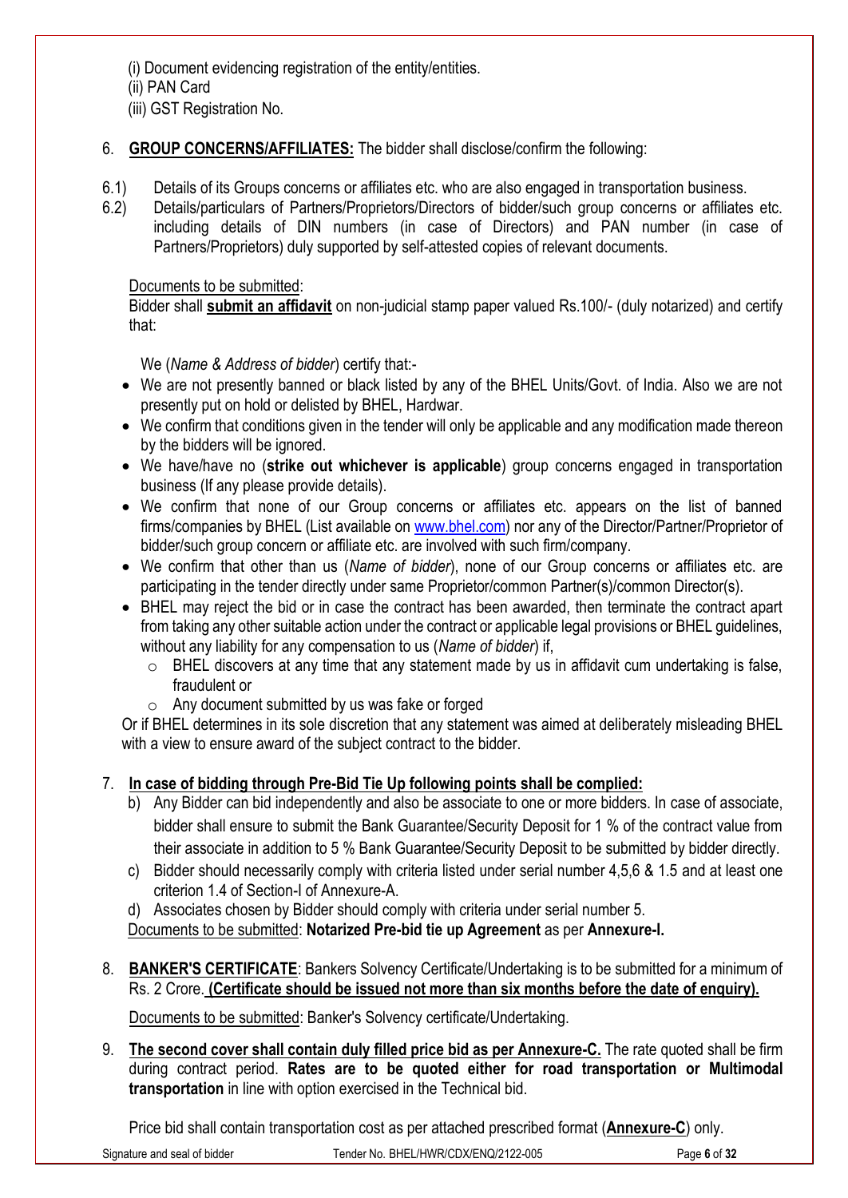(i) Document evidencing registration of the entity/entities.
(ii) PAN Card
(iii) GST Registration No.

6. **GROUP CONCERNS/AFFILIATES:** The bidder shall disclose/confirm the following:

6.1) Details of its Groups concerns or affiliates etc. who are also engaged in transportation business.

6.2) Details/particulars of Partners/Proprietors/Directors of bidder/such group concerns or affiliates etc. including details of DIN numbers (in case of Directors) and PAN number (in case of Partners/Proprietors) duly supported by self-attested copies of relevant documents.

Documents to be submitted:
Bidder shall **submit an affidavit** on non-judicial stamp paper valued Rs.100/- (duly notarized) and certify that:

We (*Name & Address of bidder*) certify that:-

- We are not presently banned or black listed by any of the BHEL Units/Govt. of India. Also we are not presently put on hold or delisted by BHEL, Hardwar.
- We confirm that conditions given in the tender will only be applicable and any modification made thereon by the bidders will be ignored.
- We have/have no (**strike out whichever is applicable**) group concerns engaged in transportation business (If any please provide details).
- We confirm that none of our Group concerns or affiliates etc. appears on the list of banned firms/companies by BHEL (List available on www.bhel.com) nor any of the Director/Partner/Proprietor of bidder/such group concern or affiliate etc. are involved with such firm/company.
- We confirm that other than us (*Name of bidder*), none of our Group concerns or affiliates etc. are participating in the tender directly under same Proprietor/common Partner(s)/common Director(s).
- BHEL may reject the bid or in case the contract has been awarded, then terminate the contract apart from taking any other suitable action under the contract or applicable legal provisions or BHEL guidelines, without any liability for any compensation to us (*Name of bidder*) if,
  - BHEL discovers at any time that any statement made by us in affidavit cum undertaking is false, fraudulent or
  - Any document submitted by us was fake or forged

Or if BHEL determines in its sole discretion that any statement was aimed at deliberately misleading BHEL with a view to ensure award of the subject contract to the bidder.

7. **In case of bidding through Pre-Bid Tie Up following points shall be complied:**
   b) Any Bidder can bid independently and also be associate to one or more bidders. In case of associate, bidder shall ensure to submit the Bank Guarantee/Security Deposit for 1 % of the contract value from their associate in addition to 5 % Bank Guarantee/Security Deposit to be submitted by bidder directly.
   c) Bidder should necessarily comply with criteria listed under serial number 4,5,6 & 1.5 and at least one criterion 1.4 of Section-I of Annexure-A.
   d) Associates chosen by Bidder should comply with criteria under serial number 5.

   Documents to be submitted: **Notarized Pre-bid tie up Agreement** as per **Annexure-I.**

8. **BANKER'S CERTIFICATE**: Bankers Solvency Certificate/Undertaking is to be submitted for a minimum of Rs. 2 Crore. **(Certificate should be issued not more than six months before the date of enquiry).**

   Documents to be submitted: Banker's Solvency certificate/Undertaking.

9. **The second cover shall contain duly filled price bid as per Annexure-C.** The rate quoted shall be firm during contract period. **Rates are to be quoted either for road transportation or Multimodal transportation** in line with option exercised in the Technical bid.

   Price bid shall contain transportation cost as per attached prescribed format (**Annexure-C**) only.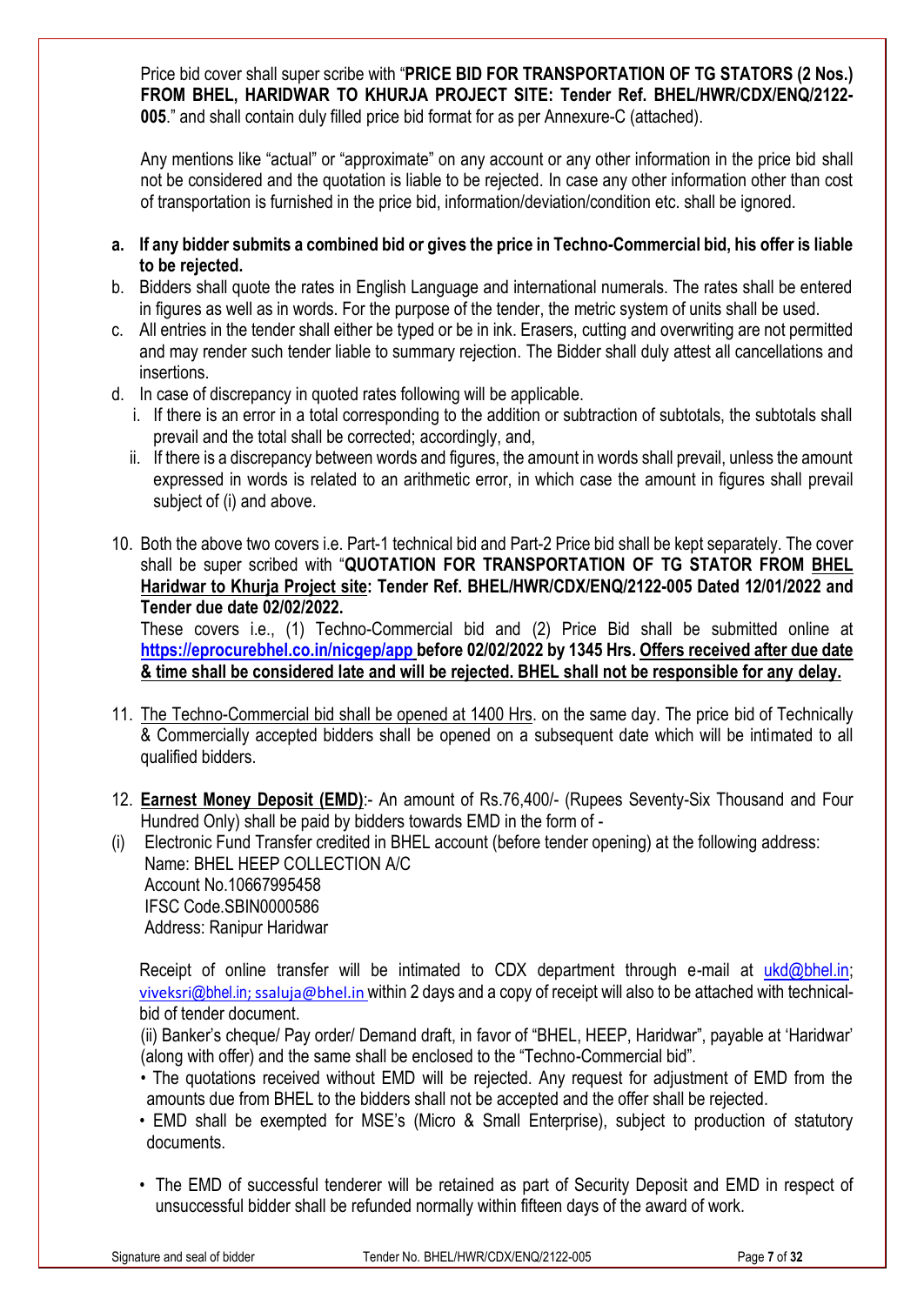Price bid cover shall super scribe with "**PRICE BID FOR TRANSPORTATION OF TG STATORS (2 Nos.) FROM BHEL, HARIDWAR TO KHURJA PROJECT SITE: Tender Ref. BHEL/HWR/CDX/ENQ/2122-005**." and shall contain duly filled price bid format for as per Annexure-C (attached).

Any mentions like "actual" or "approximate" on any account or any other information in the price bid shall not be considered and the quotation is liable to be rejected. In case any other information other than cost of transportation is furnished in the price bid, information/deviation/condition etc. shall be ignored.

a. **If any bidder submits a combined bid or gives the price in Techno-Commercial bid, his offer is liable to be rejected.**
b. Bidders shall quote the rates in English Language and international numerals. The rates shall be entered in figures as well as in words. For the purpose of the tender, the metric system of units shall be used.
c. All entries in the tender shall either be typed or be in ink. Erasers, cutting and overwriting are not permitted and may render such tender liable to summary rejection. The Bidder shall duly attest all cancellations and insertions.
d. In case of discrepancy in quoted rates following will be applicable.
   i. If there is an error in a total corresponding to the addition or subtraction of subtotals, the subtotals shall prevail and the total shall be corrected; accordingly, and,
   ii. If there is a discrepancy between words and figures, the amount in words shall prevail, unless the amount expressed in words is related to an arithmetic error, in which case the amount in figures shall prevail subject of (i) and above.

10. Both the above two covers i.e. Part-1 technical bid and Part-2 Price bid shall be kept separately. The cover shall be super scribed with "**QUOTATION FOR TRANSPORTATION OF TG STATOR FROM BHEL Haridwar to Khurja Project site: Tender Ref. BHEL/HWR/CDX/ENQ/2122-005 Dated 12/01/2022 and Tender due date 02/02/2022.**

    These covers i.e., (1) Techno-Commercial bid and (2) Price Bid shall be submitted online at **https://eprocurebhel.co.in/nicgep/app before 02/02/2022 by 1345 Hrs. Offers received after due date & time shall be considered late and will be rejected. BHEL shall not be responsible for any delay.**

11. The Techno-Commercial bid shall be opened at 1400 Hrs. on the same day. The price bid of Technically & Commercially accepted bidders shall be opened on a subsequent date which will be intimated to all qualified bidders.

12. **Earnest Money Deposit (EMD)**:- An amount of Rs.76,400/- (Rupees Seventy-Six Thousand and Four Hundred Only) shall be paid by bidders towards EMD in the form of -

(i) Electronic Fund Transfer credited in BHEL account (before tender opening) at the following address:
Name: BHEL HEEP COLLECTION A/C
Account No.10667995458
IFSC Code.SBIN0000586
Address: Ranipur Haridwar

Receipt of online transfer will be intimated to CDX department through e-mail at ukd@bhel.in; viveksri@bhel.in; ssaluja@bhel.in within 2 days and a copy of receipt will also to be attached with technical-bid of tender document.

(ii) Banker's cheque/ Pay order/ Demand draft, in favor of "BHEL, HEEP, Haridwar", payable at 'Haridwar' (along with offer) and the same shall be enclosed to the "Techno-Commercial bid".

- The quotations received without EMD will be rejected. Any request for adjustment of EMD from the amounts due from BHEL to the bidders shall not be accepted and the offer shall be rejected.
- EMD shall be exempted for MSE's (Micro & Small Enterprise), subject to production of statutory documents.
- The EMD of successful tenderer will be retained as part of Security Deposit and EMD in respect of unsuccessful bidder shall be refunded normally within fifteen days of the award of work.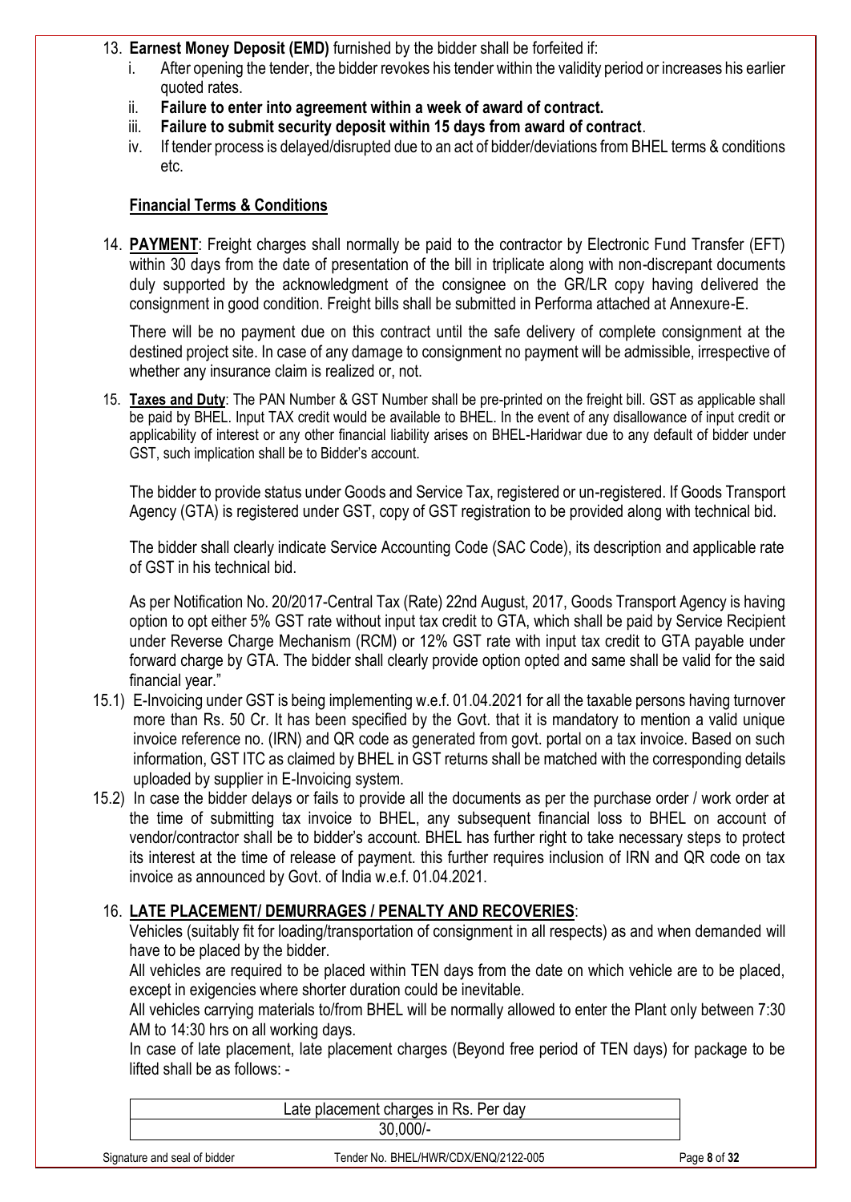13. **Earnest Money Deposit (EMD)** furnished by the bidder shall be forfeited if:
    i. After opening the tender, the bidder revokes his tender within the validity period or increases his earlier quoted rates.
    ii. **Failure to enter into agreement within a week of award of contract.**
    iii. **Failure to submit security deposit within 15 days from award of contract**.
    iv. If tender process is delayed/disrupted due to an act of bidder/deviations from BHEL terms & conditions etc.

**Financial Terms & Conditions**

14. **PAYMENT**: Freight charges shall normally be paid to the contractor by Electronic Fund Transfer (EFT) within 30 days from the date of presentation of the bill in triplicate along with non-discrepant documents duly supported by the acknowledgment of the consignee on the GR/LR copy having delivered the consignment in good condition. Freight bills shall be submitted in Performa attached at Annexure-E.

    There will be no payment due on this contract until the safe delivery of complete consignment at the destined project site. In case of any damage to consignment no payment will be admissible, irrespective of whether any insurance claim is realized or, not.

15. **Taxes and Duty**: The PAN Number & GST Number shall be pre-printed on the freight bill. GST as applicable shall be paid by BHEL. Input TAX credit would be available to BHEL. In the event of any disallowance of input credit or applicability of interest or any other financial liability arises on BHEL-Haridwar due to any default of bidder under GST, such implication shall be to Bidder's account.

    The bidder to provide status under Goods and Service Tax, registered or un-registered. If Goods Transport Agency (GTA) is registered under GST, copy of GST registration to be provided along with technical bid.

    The bidder shall clearly indicate Service Accounting Code (SAC Code), its description and applicable rate of GST in his technical bid.

    As per Notification No. 20/2017-Central Tax (Rate) 22nd August, 2017, Goods Transport Agency is having option to opt either 5% GST rate without input tax credit to GTA, which shall be paid by Service Recipient under Reverse Charge Mechanism (RCM) or 12% GST rate with input tax credit to GTA payable under forward charge by GTA. The bidder shall clearly provide option opted and same shall be valid for the said financial year."

15.1) E-Invoicing under GST is being implementing w.e.f. 01.04.2021 for all the taxable persons having turnover more than Rs. 50 Cr. It has been specified by the Govt. that it is mandatory to mention a valid unique invoice reference no. (IRN) and QR code as generated from govt. portal on a tax invoice. Based on such information, GST ITC as claimed by BHEL in GST returns shall be matched with the corresponding details uploaded by supplier in E-Invoicing system.

15.2) In case the bidder delays or fails to provide all the documents as per the purchase order / work order at the time of submitting tax invoice to BHEL, any subsequent financial loss to BHEL on account of vendor/contractor shall be to bidder's account. BHEL has further right to take necessary steps to protect its interest at the time of release of payment. this further requires inclusion of IRN and QR code on tax invoice as announced by Govt. of India w.e.f. 01.04.2021.

16. **LATE PLACEMENT/ DEMURRAGES / PENALTY AND RECOVERIES**:

    Vehicles (suitably fit for loading/transportation of consignment in all respects) as and when demanded will have to be placed by the bidder.

    All vehicles are required to be placed within TEN days from the date on which vehicle are to be placed, except in exigencies where shorter duration could be inevitable.

    All vehicles carrying materials to/from BHEL will be normally allowed to enter the Plant only between 7:30 AM to 14:30 hrs on all working days.

    In case of late placement, late placement charges (Beyond free period of TEN days) for package to be lifted shall be as follows: -

| Late placement charges in Rs. Per day |
| --- |
| 30,000/- |

Signature and seal of bidder    Tender No. BHEL/HWR/CDX/ENQ/2122-005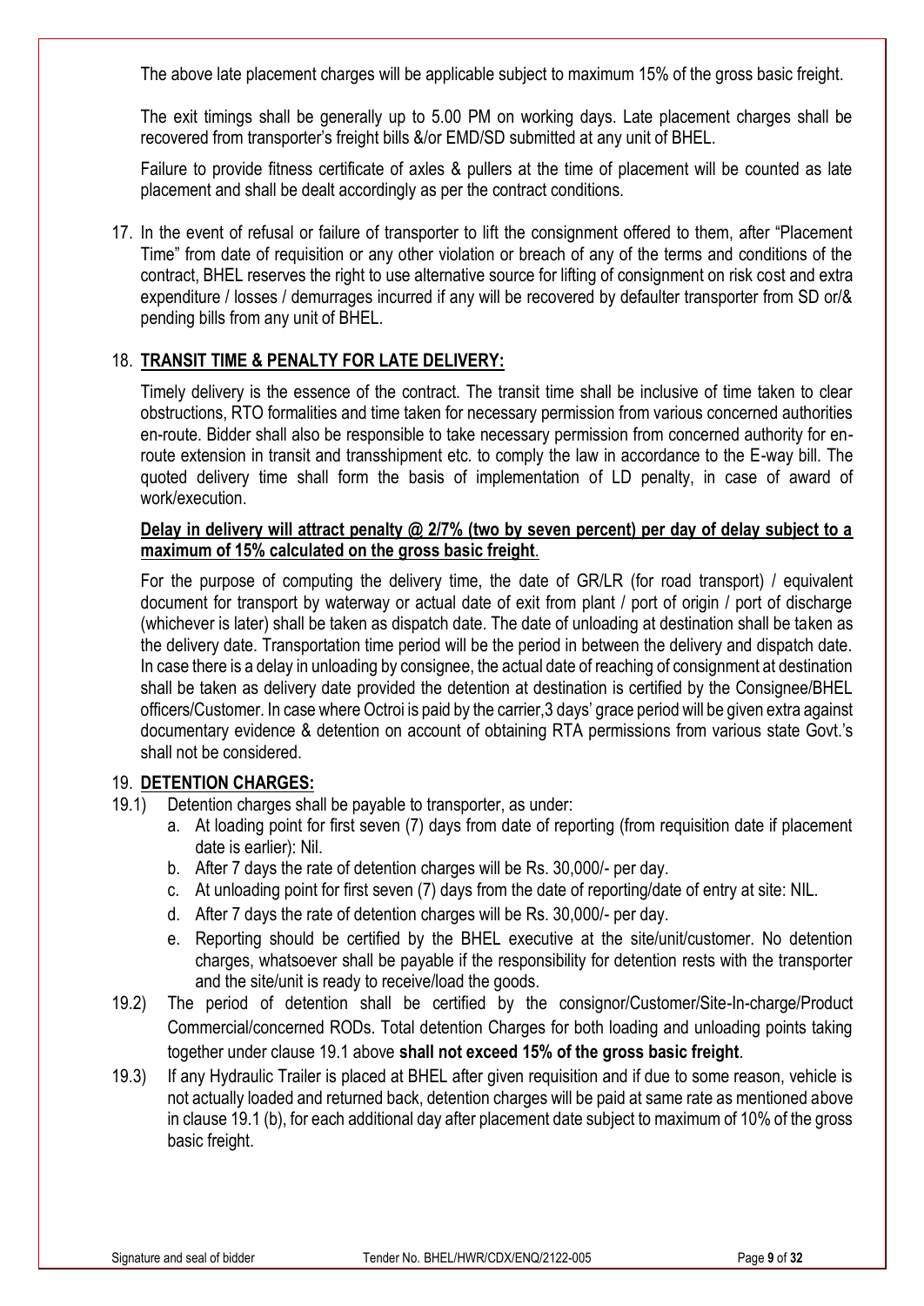The above late placement charges will be applicable subject to maximum 15% of the gross basic freight.

The exit timings shall be generally up to 5.00 PM on working days. Late placement charges shall be recovered from transporter's freight bills &/or EMD/SD submitted at any unit of BHEL.

Failure to provide fitness certificate of axles & pullers at the time of placement will be counted as late placement and shall be dealt accordingly as per the contract conditions.

17. In the event of refusal or failure of transporter to lift the consignment offered to them, after "Placement Time" from date of requisition or any other violation or breach of any of the terms and conditions of the contract, BHEL reserves the right to use alternative source for lifting of consignment on risk cost and extra expenditure / losses / demurrages incurred if any will be recovered by defaulter transporter from SD or/& pending bills from any unit of BHEL.

18. **TRANSIT TIME & PENALTY FOR LATE DELIVERY:**

Timely delivery is the essence of the contract. The transit time shall be inclusive of time taken to clear obstructions, RTO formalities and time taken for necessary permission from various concerned authorities en-route. Bidder shall also be responsible to take necessary permission from concerned authority for en-route extension in transit and transshipment etc. to comply the law in accordance to the E-way bill. The quoted delivery time shall form the basis of implementation of LD penalty, in case of award of work/execution.

**Delay in delivery will attract penalty @ 2/7% (two by seven percent) per day of delay subject to a maximum of 15% calculated on the gross basic freight**.

For the purpose of computing the delivery time, the date of GR/LR (for road transport) / equivalent document for transport by waterway or actual date of exit from plant / port of origin / port of discharge (whichever is later) shall be taken as dispatch date. The date of unloading at destination shall be taken as the delivery date. Transportation time period will be the period in between the delivery and dispatch date. In case there is a delay in unloading by consignee, the actual date of reaching of consignment at destination shall be taken as delivery date provided the detention at destination is certified by the Consignee/BHEL officers/Customer. In case where Octroi is paid by the carrier,3 days' grace period will be given extra against documentary evidence & detention on account of obtaining RTA permissions from various state Govt.'s shall not be considered.

19. **DETENTION CHARGES:**

19.1) Detention charges shall be payable to transporter, as under:

a. At loading point for first seven (7) days from date of reporting (from requisition date if placement date is earlier): Nil.
b. After 7 days the rate of detention charges will be Rs. 30,000/- per day.
c. At unloading point for first seven (7) days from the date of reporting/date of entry at site: NIL.
d. After 7 days the rate of detention charges will be Rs. 30,000/- per day.
e. Reporting should be certified by the BHEL executive at the site/unit/customer. No detention charges, whatsoever shall be payable if the responsibility for detention rests with the transporter and the site/unit is ready to receive/load the goods.

19.2) The period of detention shall be certified by the consignor/Customer/Site-In-charge/Product Commercial/concerned RODs. Total detention Charges for both loading and unloading points taking together under clause 19.1 above **shall not exceed 15% of the gross basic freight**.

19.3) If any Hydraulic Trailer is placed at BHEL after given requisition and if due to some reason, vehicle is not actually loaded and returned back, detention charges will be paid at same rate as mentioned above in clause 19.1 (b), for each additional day after placement date subject to maximum of 10% of the gross basic freight.

Signature and seal of bidder Tender No. BHEL/HWR/CDX/ENQ/2122-005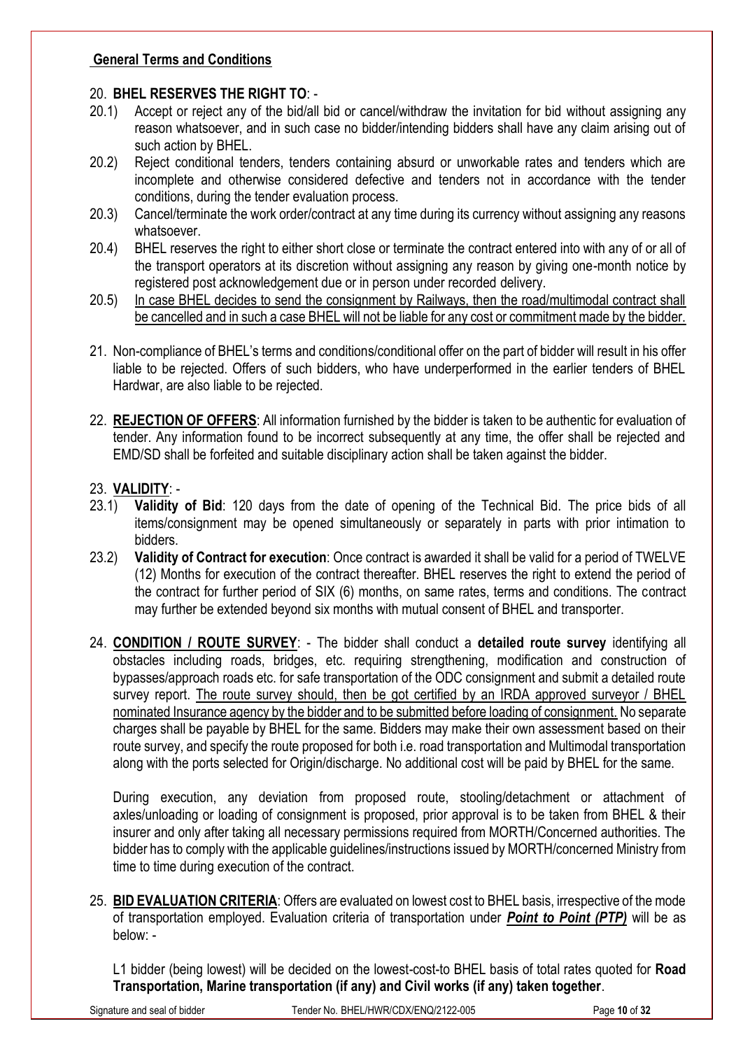## General Terms and Conditions

20. **BHEL RESERVES THE RIGHT TO**: -

20.1) Accept or reject any of the bid/all bid or cancel/withdraw the invitation for bid without assigning any reason whatsoever, and in such case no bidder/intending bidders shall have any claim arising out of such action by BHEL.

20.2) Reject conditional tenders, tenders containing absurd or unworkable rates and tenders which are incomplete and otherwise considered defective and tenders not in accordance with the tender conditions, during the tender evaluation process.

20.3) Cancel/terminate the work order/contract at any time during its currency without assigning any reasons whatsoever.

20.4) BHEL reserves the right to either short close or terminate the contract entered into with any of or all of the transport operators at its discretion without assigning any reason by giving one-month notice by registered post acknowledgement due or in person under recorded delivery.

20.5) <u>In case BHEL decides to send the consignment by Railways, then the road/multimodal contract shall be cancelled and in such a case BHEL will not be liable for any cost or commitment made by the bidder.</u>

21. Non-compliance of BHEL's terms and conditions/conditional offer on the part of bidder will result in his offer liable to be rejected. Offers of such bidders, who have underperformed in the earlier tenders of BHEL Hardwar, are also liable to be rejected.

22. **<u>REJECTION OF OFFERS</u>**: All information furnished by the bidder is taken to be authentic for evaluation of tender. Any information found to be incorrect subsequently at any time, the offer shall be rejected and EMD/SD shall be forfeited and suitable disciplinary action shall be taken against the bidder.

23. **<u>VALIDITY</u>**: -

23.1) **Validity of Bid**: 120 days from the date of opening of the Technical Bid. The price bids of all items/consignment may be opened simultaneously or separately in parts with prior intimation to bidders.

23.2) **Validity of Contract for execution**: Once contract is awarded it shall be valid for a period of TWELVE (12) Months for execution of the contract thereafter. BHEL reserves the right to extend the period of the contract for further period of SIX (6) months, on same rates, terms and conditions. The contract may further be extended beyond six months with mutual consent of BHEL and transporter.

24. **<u>CONDITION / ROUTE SURVEY</u>**: - The bidder shall conduct a **detailed route survey** identifying all obstacles including roads, bridges, etc. requiring strengthening, modification and construction of bypasses/approach roads etc. for safe transportation of the ODC consignment and submit a detailed route survey report. <u>The route survey should, then be got certified by an IRDA approved surveyor / BHEL nominated Insurance agency by the bidder and to be submitted before loading of consignment.</u> No separate charges shall be payable by BHEL for the same. Bidders may make their own assessment based on their route survey, and specify the route proposed for both i.e. road transportation and Multimodal transportation along with the ports selected for Origin/discharge. No additional cost will be paid by BHEL for the same.

    During execution, any deviation from proposed route, stooling/detachment or attachment of axles/unloading or loading of consignment is proposed, prior approval is to be taken from BHEL & their insurer and only after taking all necessary permissions required from MORTH/Concerned authorities. The bidder has to comply with the applicable guidelines/instructions issued by MORTH/concerned Ministry from time to time during execution of the contract.

25. **<u>BID EVALUATION CRITERIA</u>**: Offers are evaluated on lowest cost to BHEL basis, irrespective of the mode of transportation employed. Evaluation criteria of transportation under ***<u>Point to Point (PTP)</u>*** will be as below: -

    L1 bidder (being lowest) will be decided on the lowest-cost-to BHEL basis of total rates quoted for **Road Transportation, Marine transportation (if any) and Civil works (if any) taken together**.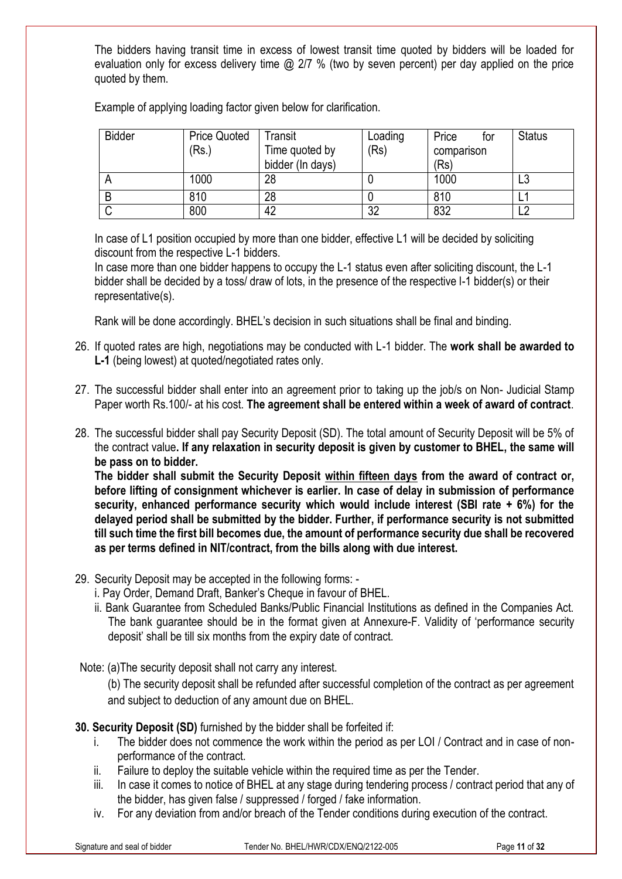The bidders having transit time in excess of lowest transit time quoted by bidders will be loaded for evaluation only for excess delivery time @ 2/7 % (two by seven percent) per day applied on the price quoted by them.

Example of applying loading factor given below for clarification.

| Bidder | Price Quoted (Rs.) | Transit Time quoted by bidder (In days) | Loading (Rs) | Price for comparison (Rs) | Status |
|---|---|---|---|---|---|
| A | 1000 | 28 | 0 | 1000 | L3 |
| B | 810 | 28 | 0 | 810 | L1 |
| C | 800 | 42 | 32 | 832 | L2 |

In case of L1 position occupied by more than one bidder, effective L1 will be decided by soliciting discount from the respective L-1 bidders.
In case more than one bidder happens to occupy the L-1 status even after soliciting discount, the L-1 bidder shall be decided by a toss/ draw of lots, in the presence of the respective l-1 bidder(s) or their representative(s).

Rank will be done accordingly. BHEL's decision in such situations shall be final and binding.

26. If quoted rates are high, negotiations may be conducted with L-1 bidder. The **work shall be awarded to L-1** (being lowest) at quoted/negotiated rates only.

27. The successful bidder shall enter into an agreement prior to taking up the job/s on Non- Judicial Stamp Paper worth Rs.100/- at his cost. **The agreement shall be entered within a week of award of contract**.

28. The successful bidder shall pay Security Deposit (SD). The total amount of Security Deposit will be 5% of the contract value**. If any relaxation in security deposit is given by customer to BHEL, the same will be pass on to bidder.**
**The bidder shall submit the Security Deposit <u>within fifteen days</u> from the award of contract or, before lifting of consignment whichever is earlier. In case of delay in submission of performance security, enhanced performance security which would include interest (SBI rate + 6%) for the delayed period shall be submitted by the bidder. Further, if performance security is not submitted till such time the first bill becomes due, the amount of performance security due shall be recovered as per terms defined in NIT/contract, from the bills along with due interest.**

29. Security Deposit may be accepted in the following forms: -
   i. Pay Order, Demand Draft, Banker's Cheque in favour of BHEL.
   ii. Bank Guarantee from Scheduled Banks/Public Financial Institutions as defined in the Companies Act. The bank guarantee should be in the format given at Annexure-F. Validity of 'performance security deposit' shall be till six months from the expiry date of contract.

Note: (a)The security deposit shall not carry any interest.
(b) The security deposit shall be refunded after successful completion of the contract as per agreement and subject to deduction of any amount due on BHEL.

**30. Security Deposit (SD)** furnished by the bidder shall be forfeited if:

i. The bidder does not commence the work within the period as per LOI / Contract and in case of non-performance of the contract.
ii. Failure to deploy the suitable vehicle within the required time as per the Tender.
iii. In case it comes to notice of BHEL at any stage during tendering process / contract period that any of the bidder, has given false / suppressed / forged / fake information.
iv. For any deviation from and/or breach of the Tender conditions during execution of the contract.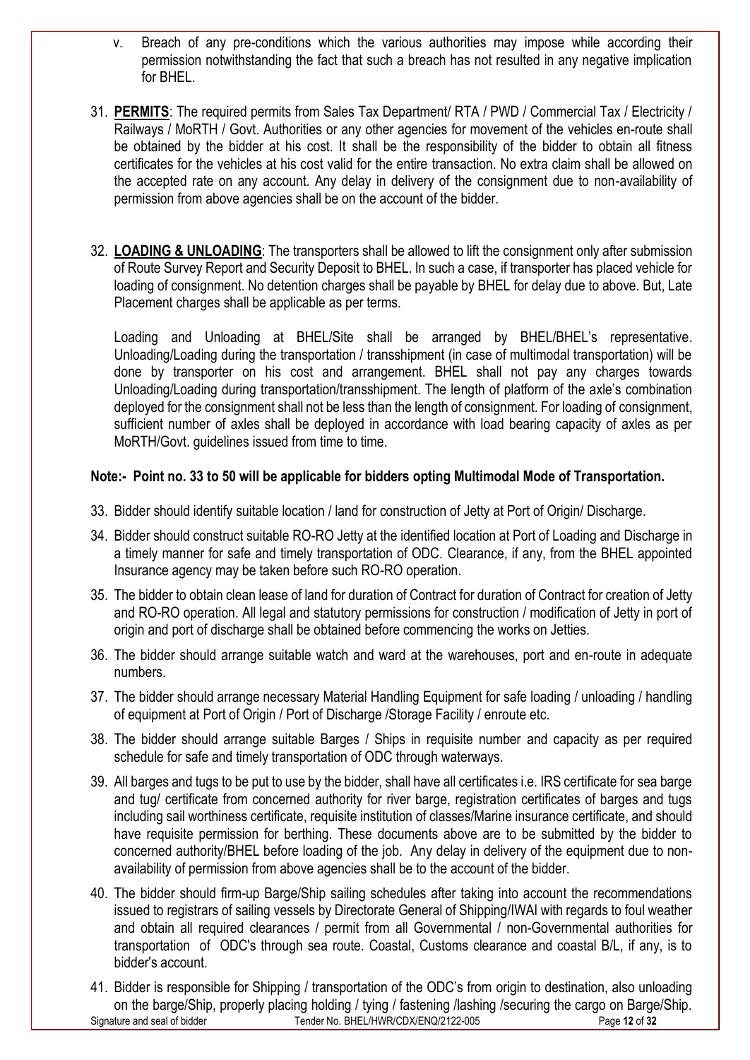v. Breach of any pre-conditions which the various authorities may impose while according their permission notwithstanding the fact that such a breach has not resulted in any negative implication for BHEL.

31. **PERMITS**: The required permits from Sales Tax Department/ RTA / PWD / Commercial Tax / Electricity / Railways / MoRTH / Govt. Authorities or any other agencies for movement of the vehicles en-route shall be obtained by the bidder at his cost. It shall be the responsibility of the bidder to obtain all fitness certificates for the vehicles at his cost valid for the entire transaction. No extra claim shall be allowed on the accepted rate on any account. Any delay in delivery of the consignment due to non-availability of permission from above agencies shall be on the account of the bidder.

32. **LOADING & UNLOADING**: The transporters shall be allowed to lift the consignment only after submission of Route Survey Report and Security Deposit to BHEL. In such a case, if transporter has placed vehicle for loading of consignment. No detention charges shall be payable by BHEL for delay due to above. But, Late Placement charges shall be applicable as per terms.

    Loading and Unloading at BHEL/Site shall be arranged by BHEL/BHEL's representative. Unloading/Loading during the transportation / transshipment (in case of multimodal transportation) will be done by transporter on his cost and arrangement. BHEL shall not pay any charges towards Unloading/Loading during transportation/transshipment. The length of platform of the axle's combination deployed for the consignment shall not be less than the length of consignment. For loading of consignment, sufficient number of axles shall be deployed in accordance with load bearing capacity of axles as per MoRTH/Govt. guidelines issued from time to time.

**Note:- Point no. 33 to 50 will be applicable for bidders opting Multimodal Mode of Transportation.**

33. Bidder should identify suitable location / land for construction of Jetty at Port of Origin/ Discharge.

34. Bidder should construct suitable RO-RO Jetty at the identified location at Port of Loading and Discharge in a timely manner for safe and timely transportation of ODC. Clearance, if any, from the BHEL appointed Insurance agency may be taken before such RO-RO operation.

35. The bidder to obtain clean lease of land for duration of Contract for duration of Contract for creation of Jetty and RO-RO operation. All legal and statutory permissions for construction / modification of Jetty in port of origin and port of discharge shall be obtained before commencing the works on Jetties.

36. The bidder should arrange suitable watch and ward at the warehouses, port and en-route in adequate numbers.

37. The bidder should arrange necessary Material Handling Equipment for safe loading / unloading / handling of equipment at Port of Origin / Port of Discharge /Storage Facility / enroute etc.

38. The bidder should arrange suitable Barges / Ships in requisite number and capacity as per required schedule for safe and timely transportation of ODC through waterways.

39. All barges and tugs to be put to use by the bidder, shall have all certificates i.e. IRS certificate for sea barge and tug/ certificate from concerned authority for river barge, registration certificates of barges and tugs including sail worthiness certificate, requisite institution of classes/Marine insurance certificate, and should have requisite permission for berthing. These documents above are to be submitted by the bidder to concerned authority/BHEL before loading of the job. Any delay in delivery of the equipment due to non-availability of permission from above agencies shall be to the account of the bidder.

40. The bidder should firm-up Barge/Ship sailing schedules after taking into account the recommendations issued to registrars of sailing vessels by Directorate General of Shipping/IWAI with regards to foul weather and obtain all required clearances / permit from all Governmental / non-Governmental authorities for transportation of ODC's through sea route. Coastal, Customs clearance and coastal B/L, if any, is to bidder's account.

41. Bidder is responsible for Shipping / transportation of the ODC's from origin to destination, also unloading on the barge/Ship, properly placing holding / tying / fastening /lashing /securing the cargo on Barge/Ship.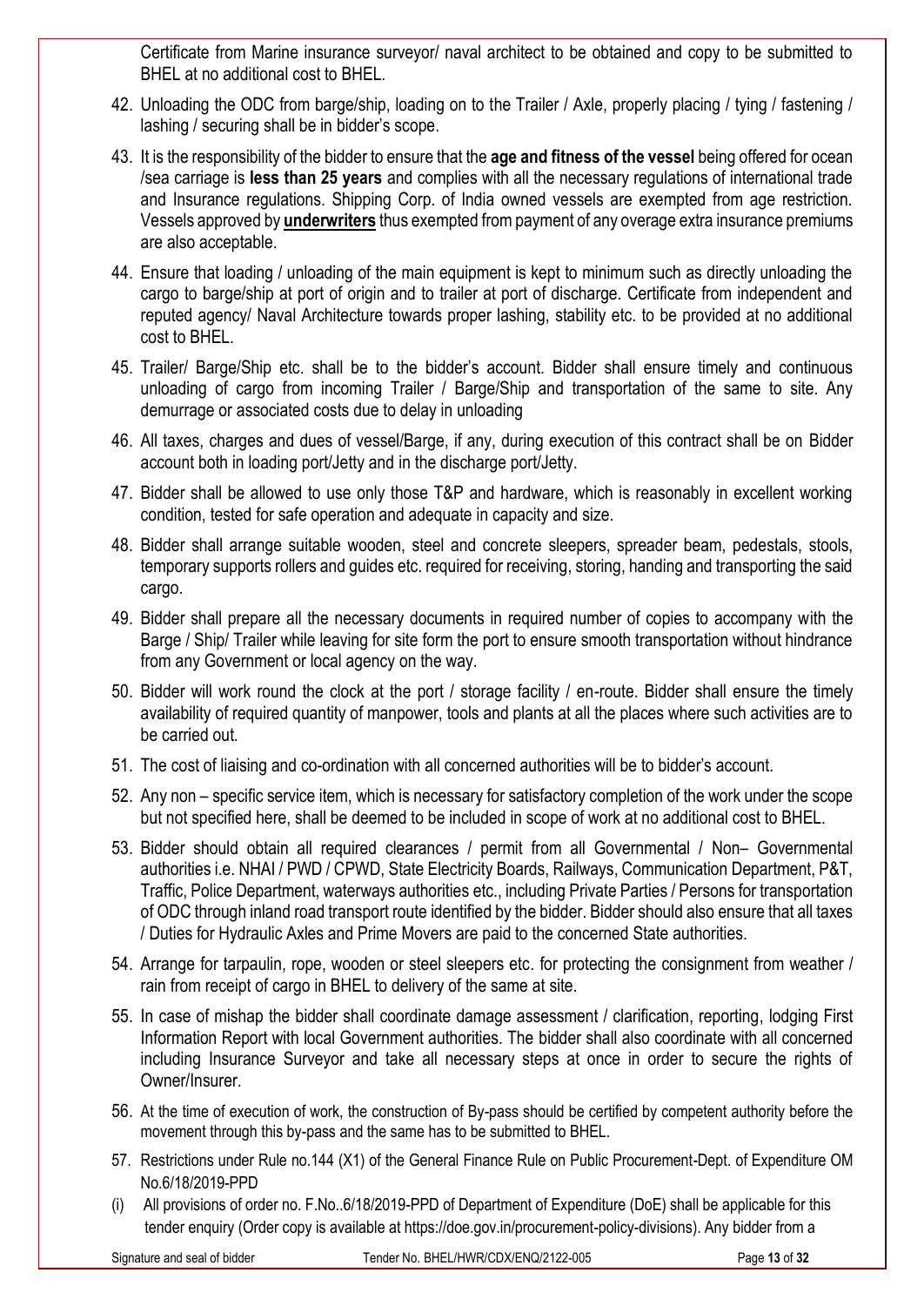Certificate from Marine insurance surveyor/ naval architect to be obtained and copy to be submitted to BHEL at no additional cost to BHEL.

42. Unloading the ODC from barge/ship, loading on to the Trailer / Axle, properly placing / tying / fastening / lashing / securing shall be in bidder's scope.

43. It is the responsibility of the bidder to ensure that the **age and fitness of the vessel** being offered for ocean /sea carriage is **less than 25 years** and complies with all the necessary regulations of international trade and Insurance regulations. Shipping Corp. of India owned vessels are exempted from age restriction. Vessels approved by **underwriters** thus exempted from payment of any overage extra insurance premiums are also acceptable.

44. Ensure that loading / unloading of the main equipment is kept to minimum such as directly unloading the cargo to barge/ship at port of origin and to trailer at port of discharge. Certificate from independent and reputed agency/ Naval Architecture towards proper lashing, stability etc. to be provided at no additional cost to BHEL.

45. Trailer/ Barge/Ship etc. shall be to the bidder's account. Bidder shall ensure timely and continuous unloading of cargo from incoming Trailer / Barge/Ship and transportation of the same to site. Any demurrage or associated costs due to delay in unloading

46. All taxes, charges and dues of vessel/Barge, if any, during execution of this contract shall be on Bidder account both in loading port/Jetty and in the discharge port/Jetty.

47. Bidder shall be allowed to use only those T&P and hardware, which is reasonably in excellent working condition, tested for safe operation and adequate in capacity and size.

48. Bidder shall arrange suitable wooden, steel and concrete sleepers, spreader beam, pedestals, stools, temporary supports rollers and guides etc. required for receiving, storing, handing and transporting the said cargo.

49. Bidder shall prepare all the necessary documents in required number of copies to accompany with the Barge / Ship/ Trailer while leaving for site form the port to ensure smooth transportation without hindrance from any Government or local agency on the way.

50. Bidder will work round the clock at the port / storage facility / en-route. Bidder shall ensure the timely availability of required quantity of manpower, tools and plants at all the places where such activities are to be carried out.

51. The cost of liaising and co-ordination with all concerned authorities will be to bidder's account.

52. Any non – specific service item, which is necessary for satisfactory completion of the work under the scope but not specified here, shall be deemed to be included in scope of work at no additional cost to BHEL.

53. Bidder should obtain all required clearances / permit from all Governmental / Non– Governmental authorities i.e. NHAI / PWD / CPWD, State Electricity Boards, Railways, Communication Department, P&T, Traffic, Police Department, waterways authorities etc., including Private Parties / Persons for transportation of ODC through inland road transport route identified by the bidder. Bidder should also ensure that all taxes / Duties for Hydraulic Axles and Prime Movers are paid to the concerned State authorities.

54. Arrange for tarpaulin, rope, wooden or steel sleepers etc. for protecting the consignment from weather / rain from receipt of cargo in BHEL to delivery of the same at site.

55. In case of mishap the bidder shall coordinate damage assessment / clarification, reporting, lodging First Information Report with local Government authorities. The bidder shall also coordinate with all concerned including Insurance Surveyor and take all necessary steps at once in order to secure the rights of Owner/Insurer.

56. At the time of execution of work, the construction of By-pass should be certified by competent authority before the movement through this by-pass and the same has to be submitted to BHEL.

57. Restrictions under Rule no.144 (X1) of the General Finance Rule on Public Procurement-Dept. of Expenditure OM No.6/18/2019-PPD

(i) All provisions of order no. F.No..6/18/2019-PPD of Department of Expenditure (DoE) shall be applicable for this tender enquiry (Order copy is available at https://doe.gov.in/procurement-policy-divisions). Any bidder from a

Signature and seal of bidder    Tender No. BHEL/HWR/CDX/ENQ/2122-005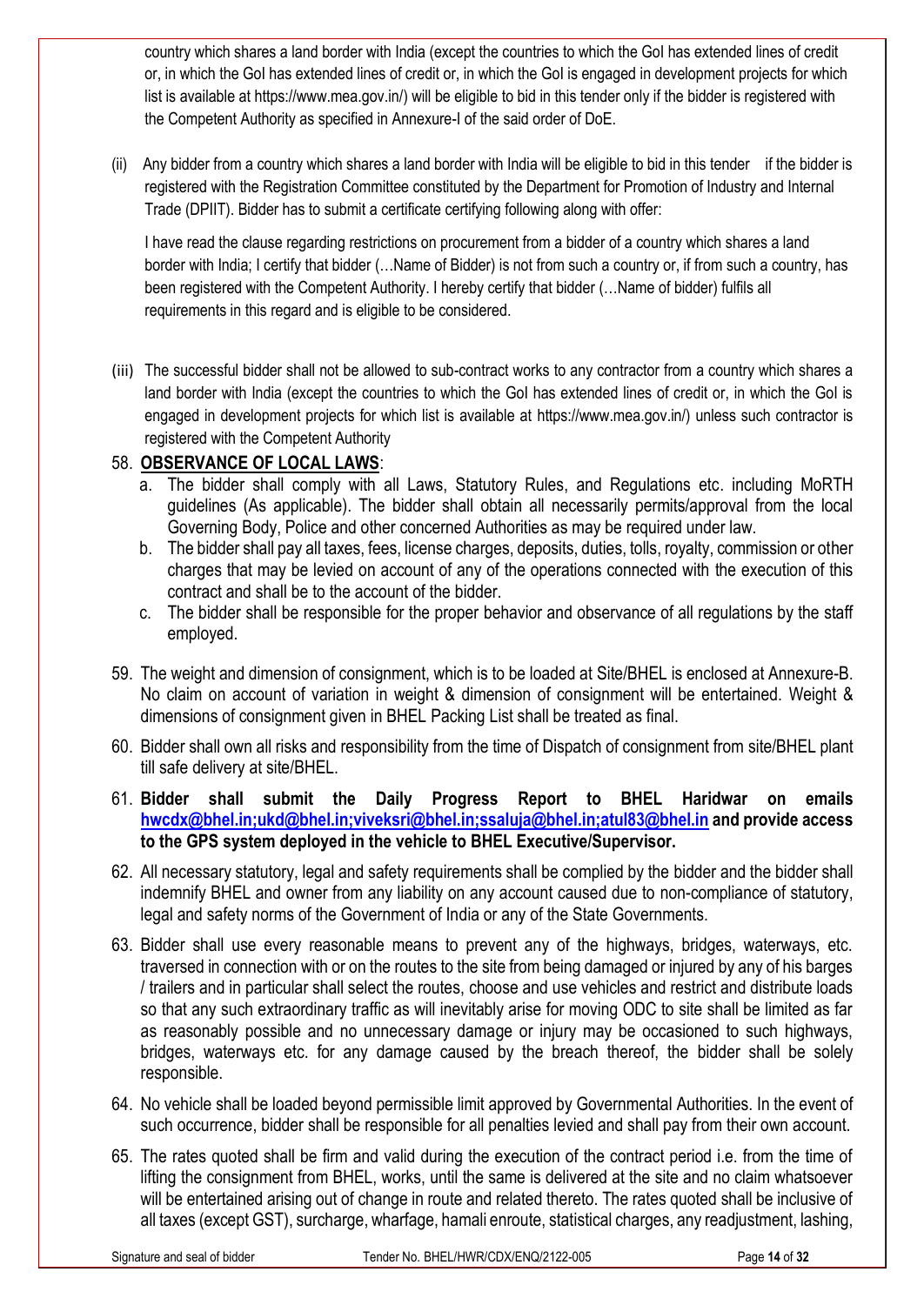country which shares a land border with India (except the countries to which the GoI has extended lines of credit or, in which the GoI has extended lines of credit or, in which the GoI is engaged in development projects for which list is available at https://www.mea.gov.in/) will be eligible to bid in this tender only if the bidder is registered with the Competent Authority as specified in Annexure-I of the said order of DoE.

(ii) Any bidder from a country which shares a land border with India will be eligible to bid in this tender if the bidder is registered with the Registration Committee constituted by the Department for Promotion of Industry and Internal Trade (DPIIT). Bidder has to submit a certificate certifying following along with offer:

I have read the clause regarding restrictions on procurement from a bidder of a country which shares a land border with India; I certify that bidder (…Name of Bidder) is not from such a country or, if from such a country, has been registered with the Competent Authority. I hereby certify that bidder (…Name of bidder) fulfils all requirements in this regard and is eligible to be considered.

(iii) The successful bidder shall not be allowed to sub-contract works to any contractor from a country which shares a land border with India (except the countries to which the GoI has extended lines of credit or, in which the GoI is engaged in development projects for which list is available at https://www.mea.gov.in/) unless such contractor is registered with the Competent Authority

58. **OBSERVANCE OF LOCAL LAWS**:
    a. The bidder shall comply with all Laws, Statutory Rules, and Regulations etc. including MoRTH guidelines (As applicable). The bidder shall obtain all necessarily permits/approval from the local Governing Body, Police and other concerned Authorities as may be required under law.
    b. The bidder shall pay all taxes, fees, license charges, deposits, duties, tolls, royalty, commission or other charges that may be levied on account of any of the operations connected with the execution of this contract and shall be to the account of the bidder.
    c. The bidder shall be responsible for the proper behavior and observance of all regulations by the staff employed.

59. The weight and dimension of consignment, which is to be loaded at Site/BHEL is enclosed at Annexure-B. No claim on account of variation in weight & dimension of consignment will be entertained. Weight & dimensions of consignment given in BHEL Packing List shall be treated as final.

60. Bidder shall own all risks and responsibility from the time of Dispatch of consignment from site/BHEL plant till safe delivery at site/BHEL.

61. **Bidder shall submit the Daily Progress Report to BHEL Haridwar on emails hwcdx@bhel.in;ukd@bhel.in;viveksri@bhel.in;ssaluja@bhel.in;atul83@bhel.in and provide access to the GPS system deployed in the vehicle to BHEL Executive/Supervisor.**

62. All necessary statutory, legal and safety requirements shall be complied by the bidder and the bidder shall indemnify BHEL and owner from any liability on any account caused due to non-compliance of statutory, legal and safety norms of the Government of India or any of the State Governments.

63. Bidder shall use every reasonable means to prevent any of the highways, bridges, waterways, etc. traversed in connection with or on the routes to the site from being damaged or injured by any of his barges / trailers and in particular shall select the routes, choose and use vehicles and restrict and distribute loads so that any such extraordinary traffic as will inevitably arise for moving ODC to site shall be limited as far as reasonably possible and no unnecessary damage or injury may be occasioned to such highways, bridges, waterways etc. for any damage caused by the breach thereof, the bidder shall be solely responsible.

64. No vehicle shall be loaded beyond permissible limit approved by Governmental Authorities. In the event of such occurrence, bidder shall be responsible for all penalties levied and shall pay from their own account.

65. The rates quoted shall be firm and valid during the execution of the contract period i.e. from the time of lifting the consignment from BHEL, works, until the same is delivered at the site and no claim whatsoever will be entertained arising out of change in route and related thereto. The rates quoted shall be inclusive of all taxes (except GST), surcharge, wharfage, hamali enroute, statistical charges, any readjustment, lashing,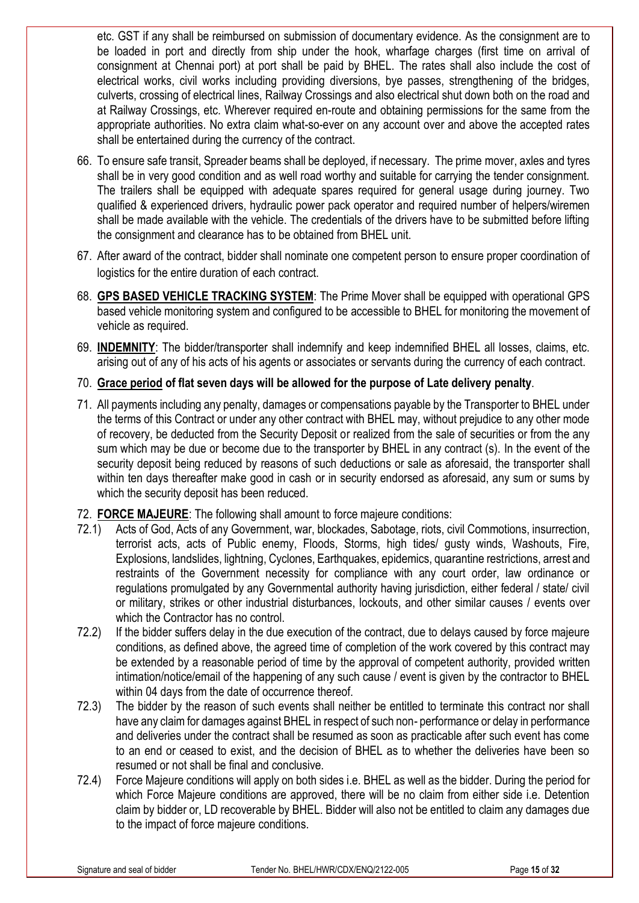etc. GST if any shall be reimbursed on submission of documentary evidence. As the consignment are to be loaded in port and directly from ship under the hook, wharfage charges (first time on arrival of consignment at Chennai port) at port shall be paid by BHEL. The rates shall also include the cost of electrical works, civil works including providing diversions, bye passes, strengthening of the bridges, culverts, crossing of electrical lines, Railway Crossings and also electrical shut down both on the road and at Railway Crossings, etc. Wherever required en-route and obtaining permissions for the same from the appropriate authorities. No extra claim what-so-ever on any account over and above the accepted rates shall be entertained during the currency of the contract.

66. To ensure safe transit, Spreader beams shall be deployed, if necessary. The prime mover, axles and tyres shall be in very good condition and as well road worthy and suitable for carrying the tender consignment. The trailers shall be equipped with adequate spares required for general usage during journey. Two qualified & experienced drivers, hydraulic power pack operator and required number of helpers/wiremen shall be made available with the vehicle. The credentials of the drivers have to be submitted before lifting the consignment and clearance has to be obtained from BHEL unit.

67. After award of the contract, bidder shall nominate one competent person to ensure proper coordination of logistics for the entire duration of each contract.

68. **GPS BASED VEHICLE TRACKING SYSTEM**: The Prime Mover shall be equipped with operational GPS based vehicle monitoring system and configured to be accessible to BHEL for monitoring the movement of vehicle as required.

69. **INDEMNITY**: The bidder/transporter shall indemnify and keep indemnified BHEL all losses, claims, etc. arising out of any of his acts of his agents or associates or servants during the currency of each contract.

70. **Grace period of flat seven days will be allowed for the purpose of Late delivery penalty**.

71. All payments including any penalty, damages or compensations payable by the Transporter to BHEL under the terms of this Contract or under any other contract with BHEL may, without prejudice to any other mode of recovery, be deducted from the Security Deposit or realized from the sale of securities or from the any sum which may be due or become due to the transporter by BHEL in any contract (s). In the event of the security deposit being reduced by reasons of such deductions or sale as aforesaid, the transporter shall within ten days thereafter make good in cash or in security endorsed as aforesaid, any sum or sums by which the security deposit has been reduced.

72. **FORCE MAJEURE**: The following shall amount to force majeure conditions:

72.1) Acts of God, Acts of any Government, war, blockades, Sabotage, riots, civil Commotions, insurrection, terrorist acts, acts of Public enemy, Floods, Storms, high tides/ gusty winds, Washouts, Fire, Explosions, landslides, lightning, Cyclones, Earthquakes, epidemics, quarantine restrictions, arrest and restraints of the Government necessity for compliance with any court order, law ordinance or regulations promulgated by any Governmental authority having jurisdiction, either federal / state/ civil or military, strikes or other industrial disturbances, lockouts, and other similar causes / events over which the Contractor has no control.

72.2) If the bidder suffers delay in the due execution of the contract, due to delays caused by force majeure conditions, as defined above, the agreed time of completion of the work covered by this contract may be extended by a reasonable period of time by the approval of competent authority, provided written intimation/notice/email of the happening of any such cause / event is given by the contractor to BHEL within 04 days from the date of occurrence thereof.

72.3) The bidder by the reason of such events shall neither be entitled to terminate this contract nor shall have any claim for damages against BHEL in respect of such non- performance or delay in performance and deliveries under the contract shall be resumed as soon as practicable after such event has come to an end or ceased to exist, and the decision of BHEL as to whether the deliveries have been so resumed or not shall be final and conclusive.

72.4) Force Majeure conditions will apply on both sides i.e. BHEL as well as the bidder. During the period for which Force Majeure conditions are approved, there will be no claim from either side i.e. Detention claim by bidder or, LD recoverable by BHEL. Bidder will also not be entitled to claim any damages due to the impact of force majeure conditions.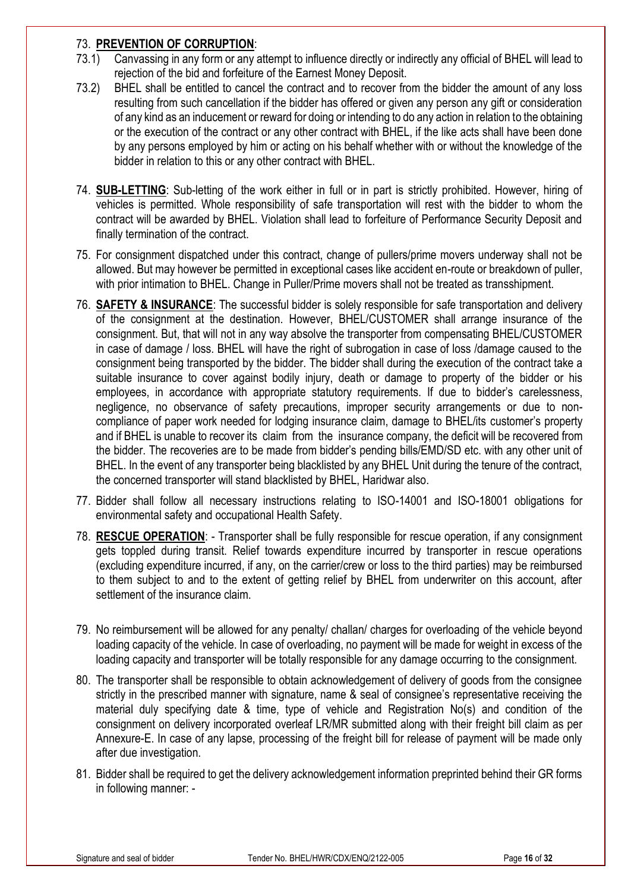73. **PREVENTION OF CORRUPTION**:

73.1) Canvassing in any form or any attempt to influence directly or indirectly any official of BHEL will lead to rejection of the bid and forfeiture of the Earnest Money Deposit.

73.2) BHEL shall be entitled to cancel the contract and to recover from the bidder the amount of any loss resulting from such cancellation if the bidder has offered or given any person any gift or consideration of any kind as an inducement or reward for doing or intending to do any action in relation to the obtaining or the execution of the contract or any other contract with BHEL, if the like acts shall have been done by any persons employed by him or acting on his behalf whether with or without the knowledge of the bidder in relation to this or any other contract with BHEL.

74. **SUB-LETTING**: Sub-letting of the work either in full or in part is strictly prohibited. However, hiring of vehicles is permitted. Whole responsibility of safe transportation will rest with the bidder to whom the contract will be awarded by BHEL. Violation shall lead to forfeiture of Performance Security Deposit and finally termination of the contract.

75. For consignment dispatched under this contract, change of pullers/prime movers underway shall not be allowed. But may however be permitted in exceptional cases like accident en-route or breakdown of puller, with prior intimation to BHEL. Change in Puller/Prime movers shall not be treated as transshipment.

76. **SAFETY & INSURANCE**: The successful bidder is solely responsible for safe transportation and delivery of the consignment at the destination. However, BHEL/CUSTOMER shall arrange insurance of the consignment. But, that will not in any way absolve the transporter from compensating BHEL/CUSTOMER in case of damage / loss. BHEL will have the right of subrogation in case of loss /damage caused to the consignment being transported by the bidder. The bidder shall during the execution of the contract take a suitable insurance to cover against bodily injury, death or damage to property of the bidder or his employees, in accordance with appropriate statutory requirements. If due to bidder's carelessness, negligence, no observance of safety precautions, improper security arrangements or due to non-compliance of paper work needed for lodging insurance claim, damage to BHEL/its customer's property and if BHEL is unable to recover its claim from the insurance company, the deficit will be recovered from the bidder. The recoveries are to be made from bidder's pending bills/EMD/SD etc. with any other unit of BHEL. In the event of any transporter being blacklisted by any BHEL Unit during the tenure of the contract, the concerned transporter will stand blacklisted by BHEL, Haridwar also.

77. Bidder shall follow all necessary instructions relating to ISO-14001 and ISO-18001 obligations for environmental safety and occupational Health Safety.

78. **RESCUE OPERATION**: - Transporter shall be fully responsible for rescue operation, if any consignment gets toppled during transit. Relief towards expenditure incurred by transporter in rescue operations (excluding expenditure incurred, if any, on the carrier/crew or loss to the third parties) may be reimbursed to them subject to and to the extent of getting relief by BHEL from underwriter on this account, after settlement of the insurance claim.

79. No reimbursement will be allowed for any penalty/ challan/ charges for overloading of the vehicle beyond loading capacity of the vehicle. In case of overloading, no payment will be made for weight in excess of the loading capacity and transporter will be totally responsible for any damage occurring to the consignment.

80. The transporter shall be responsible to obtain acknowledgement of delivery of goods from the consignee strictly in the prescribed manner with signature, name & seal of consignee's representative receiving the material duly specifying date & time, type of vehicle and Registration No(s) and condition of the consignment on delivery incorporated overleaf LR/MR submitted along with their freight bill claim as per Annexure-E. In case of any lapse, processing of the freight bill for release of payment will be made only after due investigation.

81. Bidder shall be required to get the delivery acknowledgement information preprinted behind their GR forms in following manner: -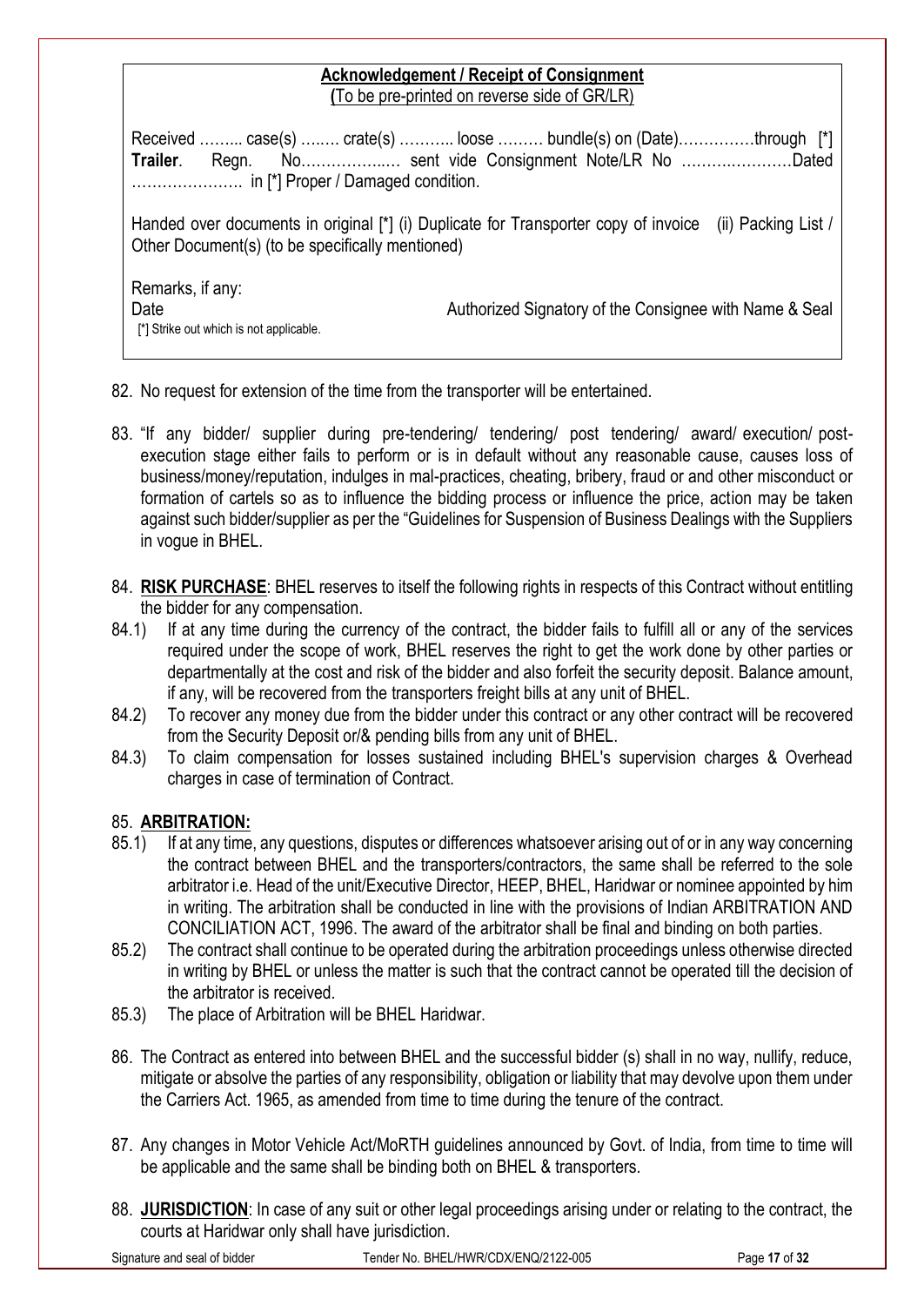**Acknowledgement / Receipt of Consignment**
**(**To be pre-printed on reverse side of GR/LR)

Received ……... case(s) …..… crate(s) ……….. loose ……… bundle(s) on (Date)……………through [*] **Trailer**. Regn. No……………..… sent vide Consignment Note/LR No …………..………Dated …………………. in [*] Proper / Damaged condition.

Handed over documents in original [*] (i) Duplicate for Transporter copy of invoice (ii) Packing List / Other Document(s) (to be specifically mentioned)

Remarks, if any:

Date Authorized Signatory of the Consignee with Name & Seal

[*] Strike out which is not applicable.

82. No request for extension of the time from the transporter will be entertained.

83. "If any bidder/ supplier during pre-tendering/ tendering/ post tendering/ award/ execution/ post-execution stage either fails to perform or is in default without any reasonable cause, causes loss of business/money/reputation, indulges in mal-practices, cheating, bribery, fraud or and other misconduct or formation of cartels so as to influence the bidding process or influence the price, action may be taken against such bidder/supplier as per the "Guidelines for Suspension of Business Dealings with the Suppliers in vogue in BHEL.

84. **RISK PURCHASE**: BHEL reserves to itself the following rights in respects of this Contract without entitling the bidder for any compensation.

84.1) If at any time during the currency of the contract, the bidder fails to fulfill all or any of the services required under the scope of work, BHEL reserves the right to get the work done by other parties or departmentally at the cost and risk of the bidder and also forfeit the security deposit. Balance amount, if any, will be recovered from the transporters freight bills at any unit of BHEL.

84.2) To recover any money due from the bidder under this contract or any other contract will be recovered from the Security Deposit or/& pending bills from any unit of BHEL.

84.3) To claim compensation for losses sustained including BHEL's supervision charges & Overhead charges in case of termination of Contract.

85. **ARBITRATION:**

85.1) If at any time, any questions, disputes or differences whatsoever arising out of or in any way concerning the contract between BHEL and the transporters/contractors, the same shall be referred to the sole arbitrator i.e. Head of the unit/Executive Director, HEEP, BHEL, Haridwar or nominee appointed by him in writing. The arbitration shall be conducted in line with the provisions of Indian ARBITRATION AND CONCILIATION ACT, 1996. The award of the arbitrator shall be final and binding on both parties.

85.2) The contract shall continue to be operated during the arbitration proceedings unless otherwise directed in writing by BHEL or unless the matter is such that the contract cannot be operated till the decision of the arbitrator is received.

85.3) The place of Arbitration will be BHEL Haridwar.

86. The Contract as entered into between BHEL and the successful bidder (s) shall in no way, nullify, reduce, mitigate or absolve the parties of any responsibility, obligation or liability that may devolve upon them under the Carriers Act. 1965, as amended from time to time during the tenure of the contract.

87. Any changes in Motor Vehicle Act/MoRTH guidelines announced by Govt. of India, from time to time will be applicable and the same shall be binding both on BHEL & transporters.

88. **JURISDICTION**: In case of any suit or other legal proceedings arising under or relating to the contract, the courts at Haridwar only shall have jurisdiction.

Signature and seal of bidder Tender No. BHEL/HWR/CDX/ENQ/2122-005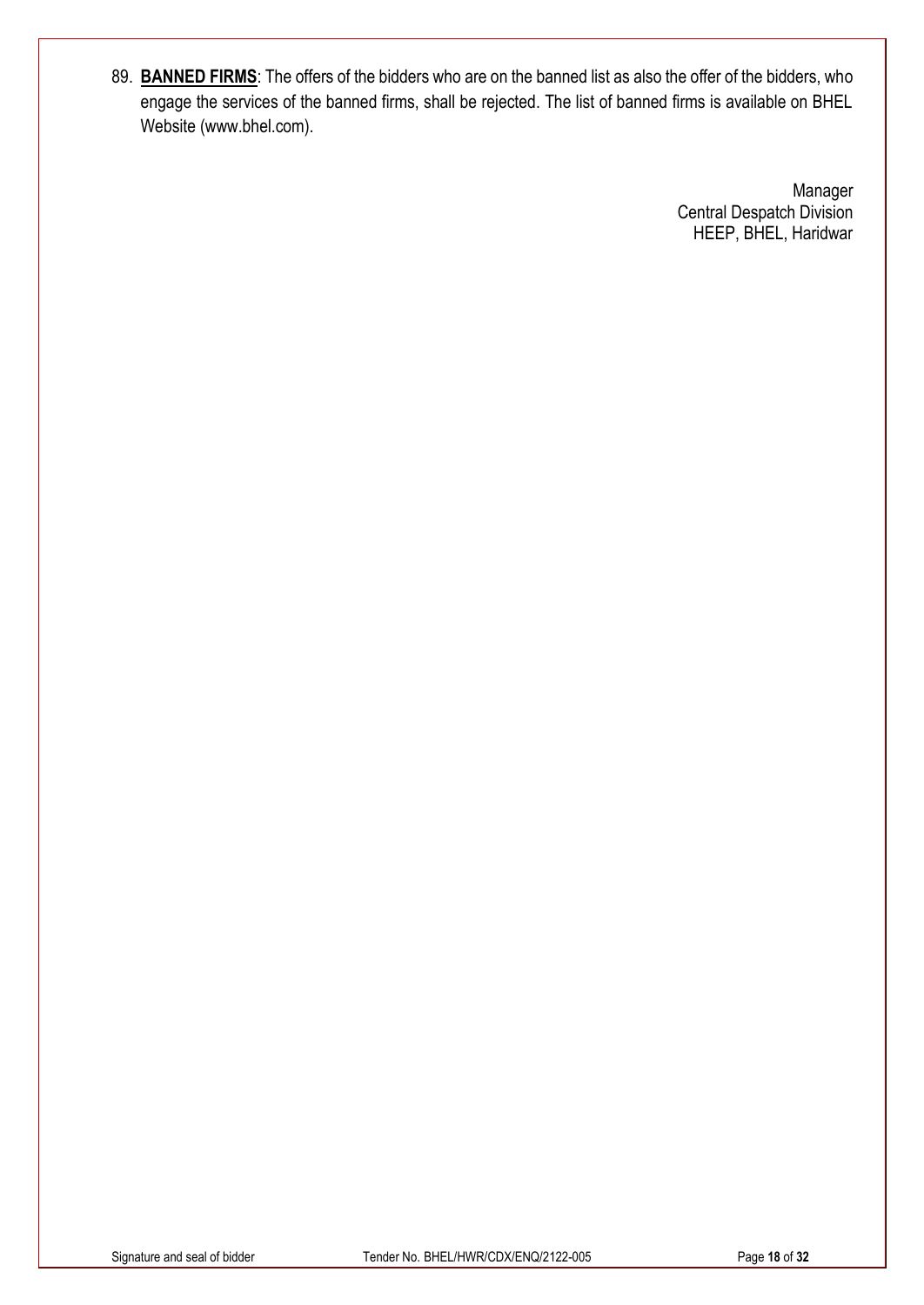89. **BANNED FIRMS**: The offers of the bidders who are on the banned list as also the offer of the bidders, who engage the services of the banned firms, shall be rejected. The list of banned firms is available on BHEL Website (www.bhel.com).

Manager
Central Despatch Division
HEEP, BHEL, Haridwar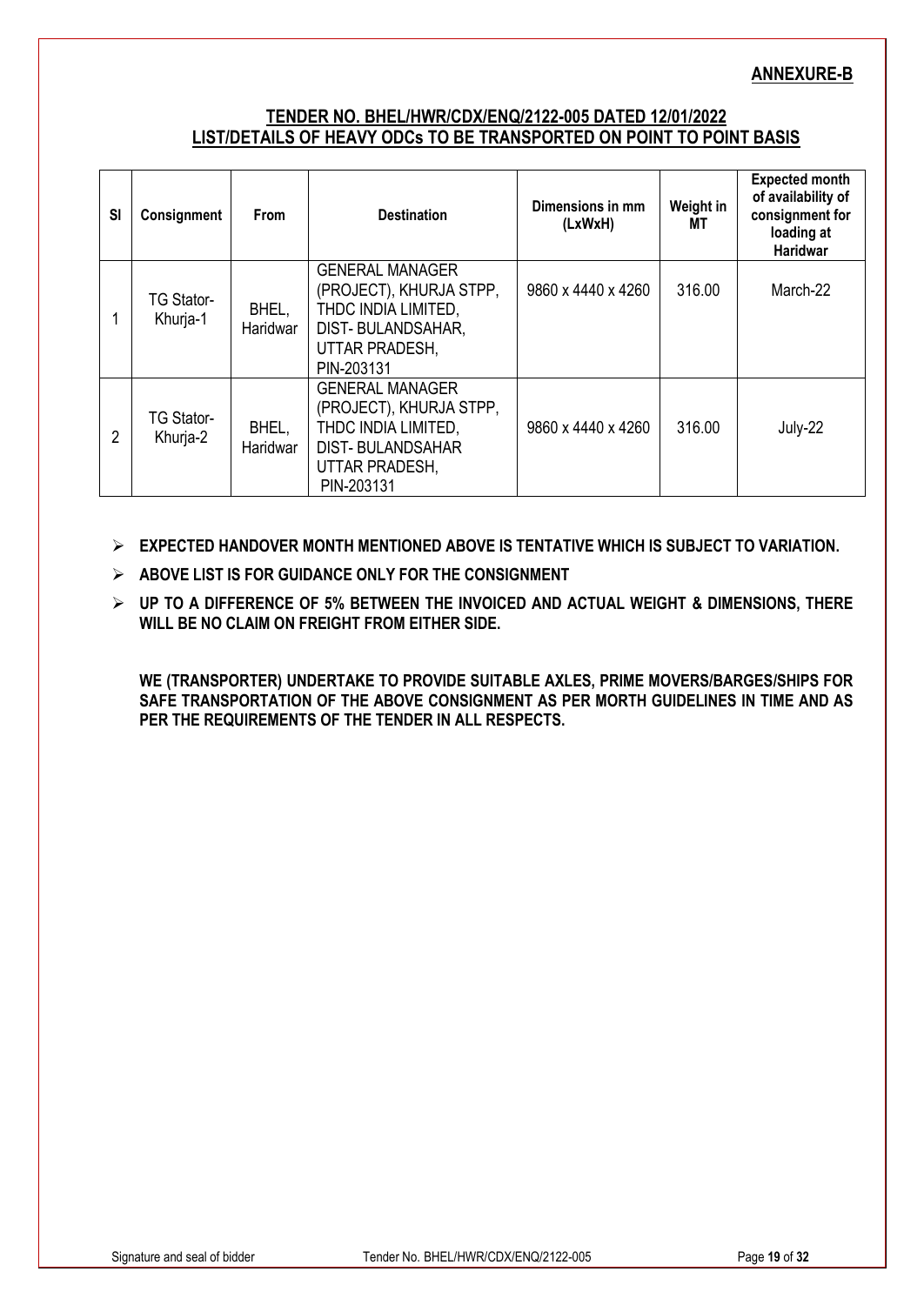**ANNEXURE-B**

**TENDER NO. BHEL/HWR/CDX/ENQ/2122-005 DATED 12/01/2022**
**LIST/DETAILS OF HEAVY ODCs TO BE TRANSPORTED ON POINT TO POINT BASIS**

| Sl | Consignment | From | Destination | Dimensions in mm (LxWxH) | Weight in MT | Expected month of availability of consignment for loading at Haridwar |
|---|---|---|---|---|---|---|
| 1 | TG Stator-Khurja-1 | BHEL, Haridwar | GENERAL MANAGER (PROJECT), KHURJA STPP, THDC INDIA LIMITED, DIST- BULANDSAHAR, UTTAR PRADESH, PIN-203131 | 9860 x 4440 x 4260 | 316.00 | March-22 |
| 2 | TG Stator-Khurja-2 | BHEL, Haridwar | GENERAL MANAGER (PROJECT), KHURJA STPP, THDC INDIA LIMITED, DIST- BULANDSAHAR UTTAR PRADESH, PIN-203131 | 9860 x 4440 x 4260 | 316.00 | July-22 |

- **EXPECTED HANDOVER MONTH MENTIONED ABOVE IS TENTATIVE WHICH IS SUBJECT TO VARIATION.**
- **ABOVE LIST IS FOR GUIDANCE ONLY FOR THE CONSIGNMENT**
- **UP TO A DIFFERENCE OF 5% BETWEEN THE INVOICED AND ACTUAL WEIGHT & DIMENSIONS, THERE WILL BE NO CLAIM ON FREIGHT FROM EITHER SIDE.**

**WE (TRANSPORTER) UNDERTAKE TO PROVIDE SUITABLE AXLES, PRIME MOVERS/BARGES/SHIPS FOR SAFE TRANSPORTATION OF THE ABOVE CONSIGNMENT AS PER MORTH GUIDELINES IN TIME AND AS PER THE REQUIREMENTS OF THE TENDER IN ALL RESPECTS.**

Signature and seal of bidder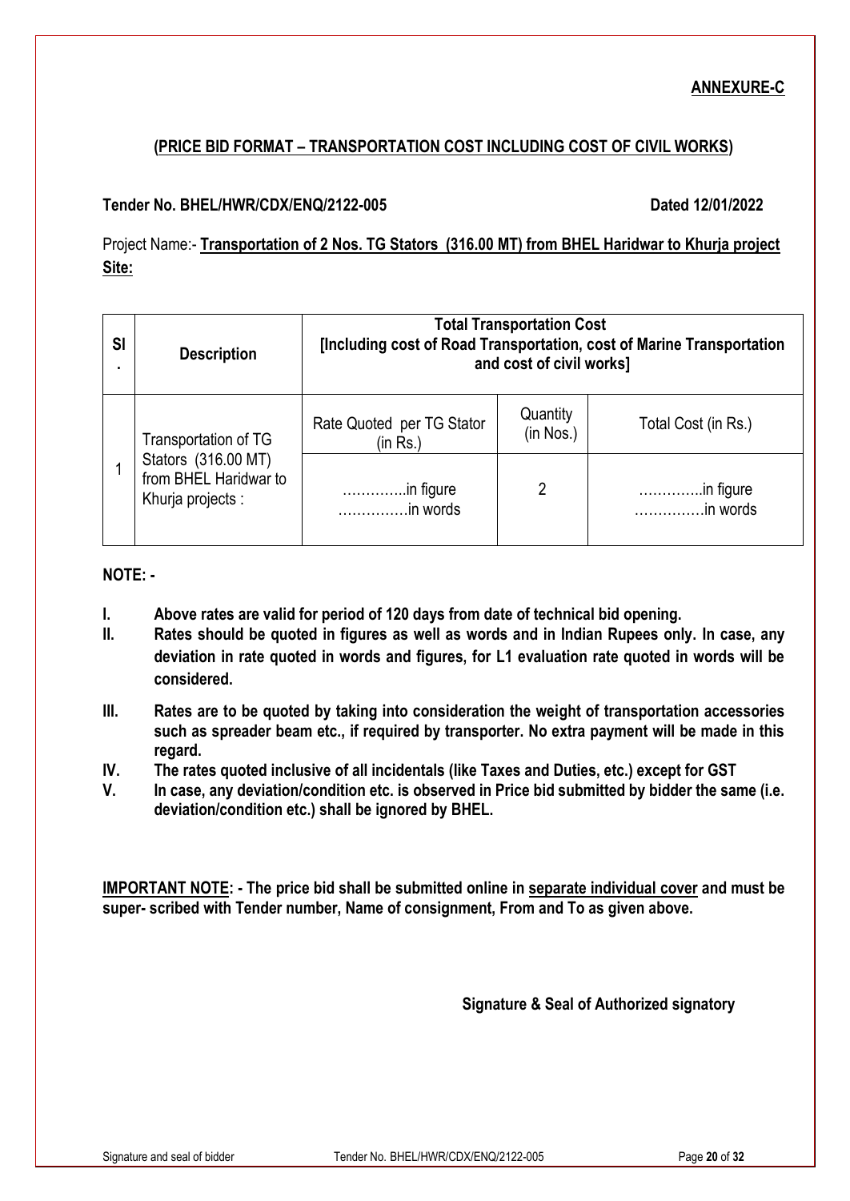**ANNEXURE-C**

## (PRICE BID FORMAT – TRANSPORTATION COST INCLUDING COST OF CIVIL WORKS)

**Tender No. BHEL/HWR/CDX/ENQ/2122-005** **Dated 12/01/2022**

Project Name:- **Transportation of 2 Nos. TG Stators (316.00 MT) from BHEL Haridwar to Khurja project Site:**

| Sl. | Description | Total Transportation Cost [Including cost of Road Transportation, cost of Marine Transportation and cost of civil works] | | |
|---|---|---|---|---|
| | | Rate Quoted per TG Stator (in Rs.) | Quantity (in Nos.) | Total Cost (in Rs.) |
| 1 | Transportation of TG Stators (316.00 MT) from BHEL Haridwar to Khurja projects : | …………..in figure ……………in words | 2 | …………..in figure ……………in words |

**NOTE: -**

I. **Above rates are valid for period of 120 days from date of technical bid opening.**

II. **Rates should be quoted in figures as well as words and in Indian Rupees only. In case, any deviation in rate quoted in words and figures, for L1 evaluation rate quoted in words will be considered.**

III. **Rates are to be quoted by taking into consideration the weight of transportation accessories such as spreader beam etc., if required by transporter. No extra payment will be made in this regard.**

IV. **The rates quoted inclusive of all incidentals (like Taxes and Duties, etc.) except for GST**

V. **In case, any deviation/condition etc. is observed in Price bid submitted by bidder the same (i.e. deviation/condition etc.) shall be ignored by BHEL.**

**IMPORTANT NOTE: - The price bid shall be submitted online in separate individual cover and must be super- scribed with Tender number, Name of consignment, From and To as given above.**

**Signature & Seal of Authorized signatory**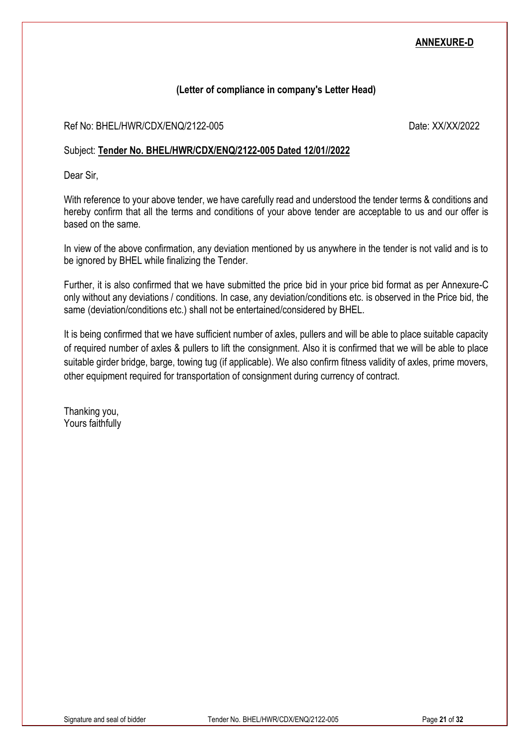**ANNEXURE-D**

**(Letter of compliance in company's Letter Head)**

Ref No: BHEL/HWR/CDX/ENQ/2122-005 Date: XX/XX/2022

Subject: **Tender No. BHEL/HWR/CDX/ENQ/2122-005 Dated 12/01//2022**

Dear Sir,

With reference to your above tender, we have carefully read and understood the tender terms & conditions and hereby confirm that all the terms and conditions of your above tender are acceptable to us and our offer is based on the same.

In view of the above confirmation, any deviation mentioned by us anywhere in the tender is not valid and is to be ignored by BHEL while finalizing the Tender.

Further, it is also confirmed that we have submitted the price bid in your price bid format as per Annexure-C only without any deviations / conditions. In case, any deviation/conditions etc. is observed in the Price bid, the same (deviation/conditions etc.) shall not be entertained/considered by BHEL.

It is being confirmed that we have sufficient number of axles, pullers and will be able to place suitable capacity of required number of axles & pullers to lift the consignment. Also it is confirmed that we will be able to place suitable girder bridge, barge, towing tug (if applicable). We also confirm fitness validity of axles, prime movers, other equipment required for transportation of consignment during currency of contract.

Thanking you,
Yours faithfully

Signature and seal of bidder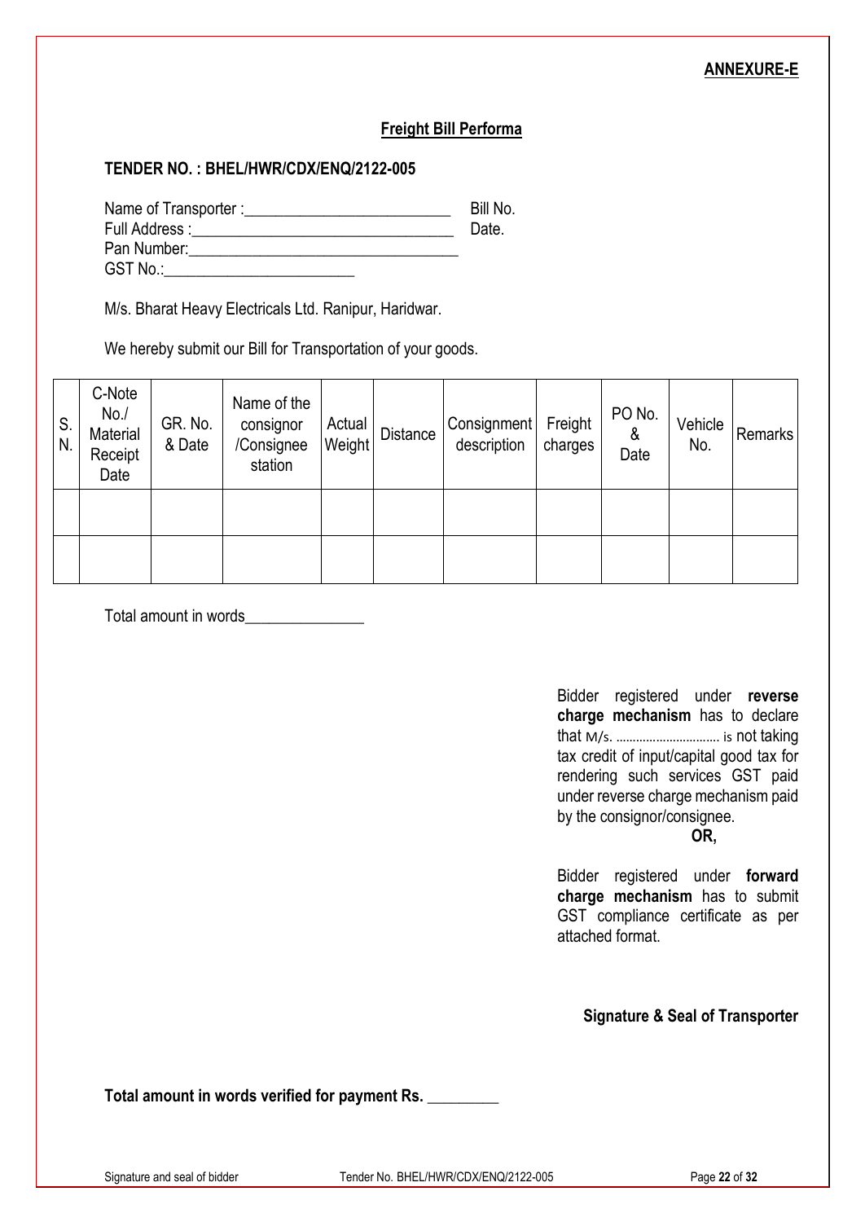**ANNEXURE-E**

**Freight Bill Performa**

**TENDER NO. : BHEL/HWR/CDX/ENQ/2122-005**

Name of Transporter :__________________________ Bill No.
Full Address :_________________________________ Date.
Pan Number:__________________________________
GST No.:________________________

M/s. Bharat Heavy Electricals Ltd. Ranipur, Haridwar.

We hereby submit our Bill for Transportation of your goods.

| S. N. | C-Note No./ Material Receipt Date | GR. No. & Date | Name of the consignor /Consignee station | Actual Weight | Distance | Consignment description | Freight charges | PO No. & Date | Vehicle No. | Remarks |
|---|---|---|---|---|---|---|---|---|---|---|
| | | | | | | | | | | |
| | | | | | | | | | | |

Total amount in words_______________

Bidder registered under **reverse charge mechanism** has to declare that M/s. ............................... is not taking tax credit of input/capital good tax for rendering such services GST paid under reverse charge mechanism paid by the consignor/consignee.

**OR,**

Bidder registered under **forward charge mechanism** has to submit GST compliance certificate as per attached format.

**Signature & Seal of Transporter**

**Total amount in words verified for payment Rs. _________**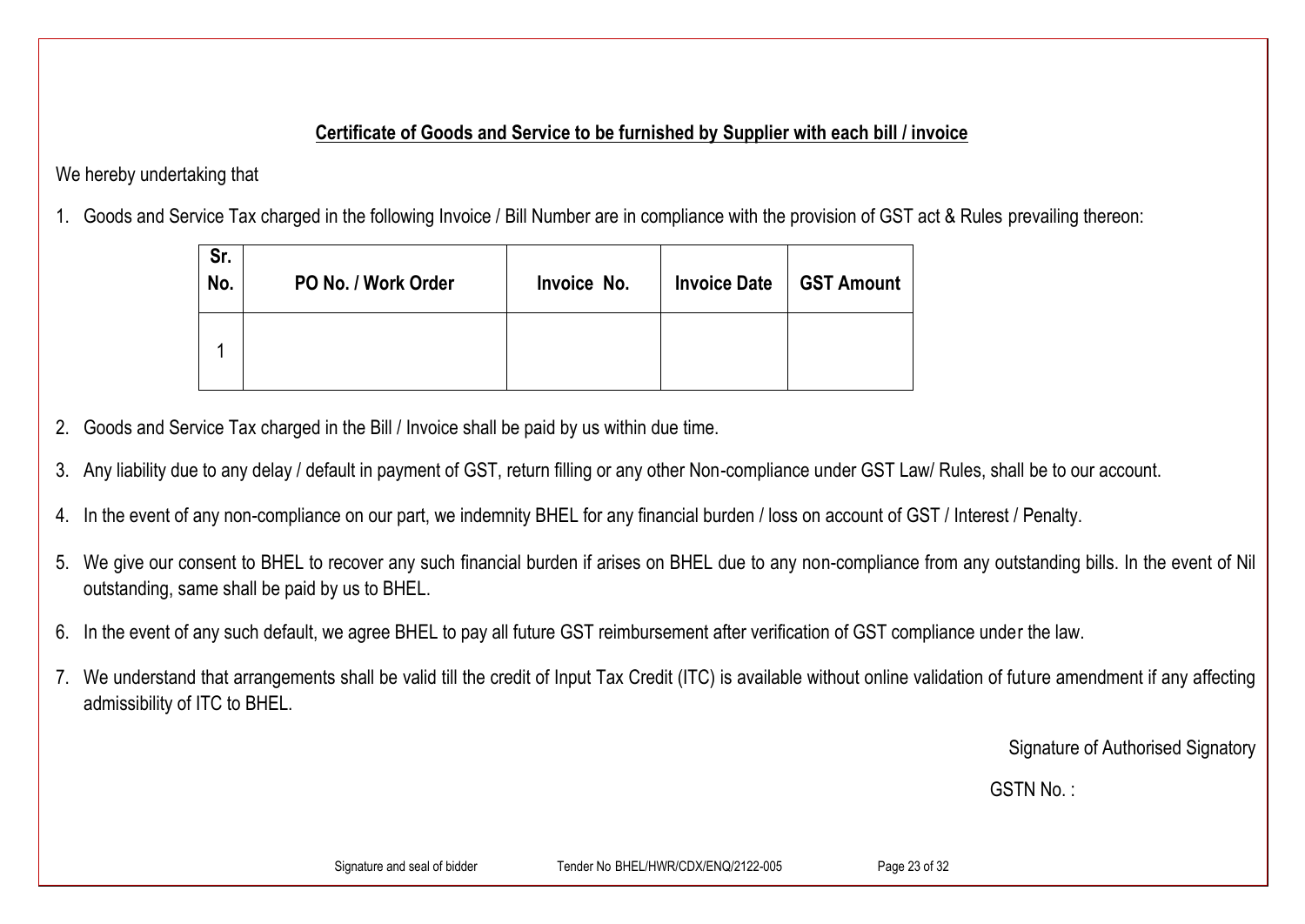**Certificate of Goods and Service to be furnished by Supplier with each bill / invoice**

We hereby undertaking that

1. Goods and Service Tax charged in the following Invoice / Bill Number are in compliance with the provision of GST act & Rules prevailing thereon:

| Sr. No. | PO No. / Work Order | Invoice No. | Invoice Date | GST Amount |
|---|---|---|---|---|
| 1 | | | | |

2. Goods and Service Tax charged in the Bill / Invoice shall be paid by us within due time.
3. Any liability due to any delay / default in payment of GST, return filling or any other Non-compliance under GST Law/ Rules, shall be to our account.
4. In the event of any non-compliance on our part, we indemnity BHEL for any financial burden / loss on account of GST / Interest / Penalty.
5. We give our consent to BHEL to recover any such financial burden if arises on BHEL due to any non-compliance from any outstanding bills. In the event of Nil outstanding, same shall be paid by us to BHEL.
6. In the event of any such default, we agree BHEL to pay all future GST reimbursement after verification of GST compliance under the law.
7. We understand that arrangements shall be valid till the credit of Input Tax Credit (ITC) is available without online validation of future amendment if any affecting admissibility of ITC to BHEL.

Signature of Authorised Signatory

GSTN No. :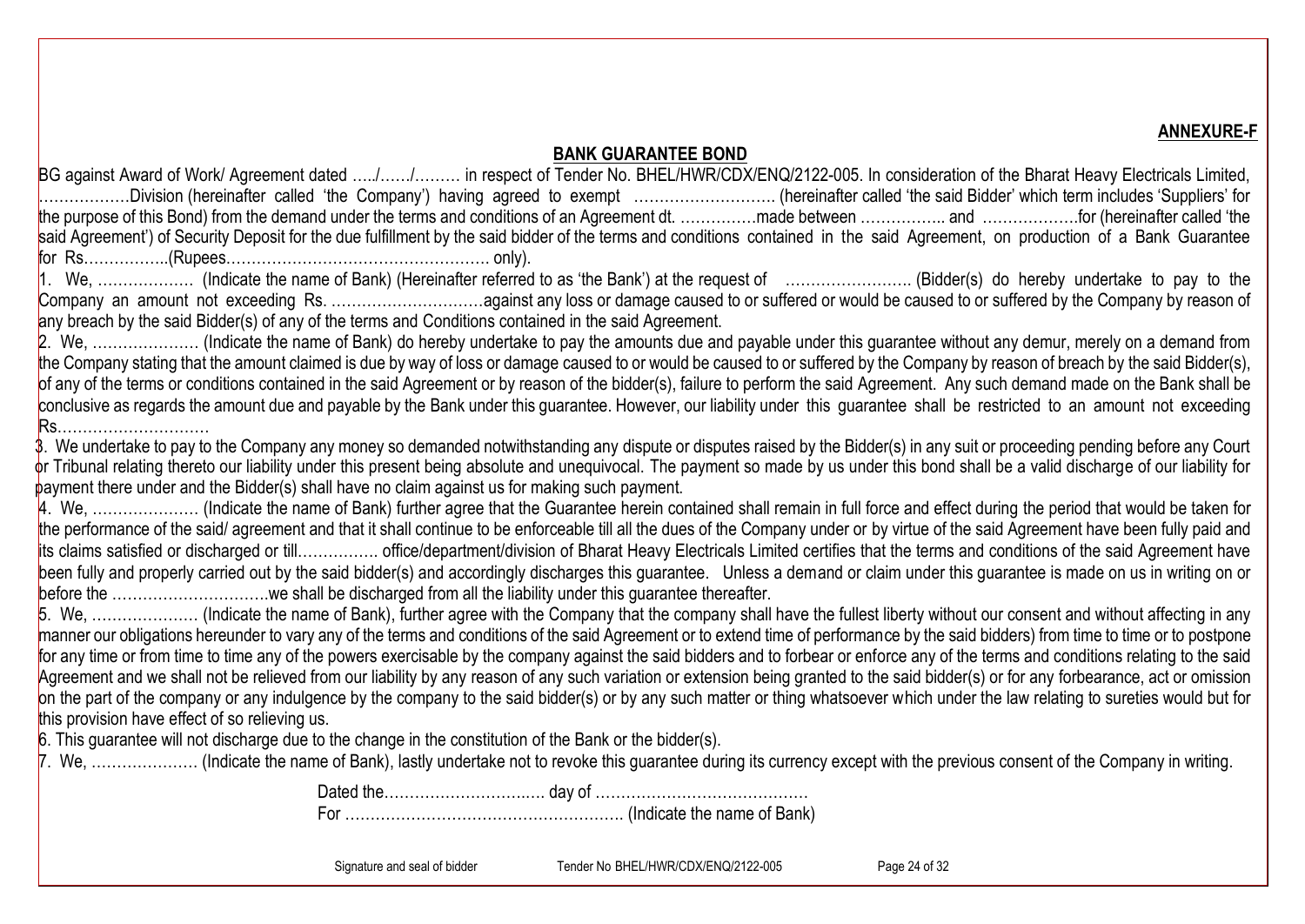**ANNEXURE-F**

## BANK GUARANTEE BOND

BG against Award of Work/ Agreement dated …../……/……… in respect of Tender No. BHEL/HWR/CDX/ENQ/2122-005. In consideration of the Bharat Heavy Electricals Limited, ……………..Division (hereinafter called 'the Company') having agreed to exempt ………………………. (hereinafter called 'the said Bidder' which term includes 'Suppliers' for the purpose of this Bond) from the demand under the terms and conditions of an Agreement dt. ……………made between …………….. and ……………….for (hereinafter called 'the said Agreement') of Security Deposit for the due fulfillment by the said bidder of the terms and conditions contained in the said Agreement, on production of a Bank Guarantee for Rs……………..(Rupees…………………………………………… only).

1. We, ………………. (Indicate the name of Bank) (Hereinafter referred to as 'the Bank') at the request of ……………………. (Bidder(s) do hereby undertake to pay to the Company an amount not exceeding Rs. …………………………against any loss or damage caused to or suffered or would be caused to or suffered by the Company by reason of any breach by the said Bidder(s) of any of the terms and Conditions contained in the said Agreement.
2. We, ………………… (Indicate the name of Bank) do hereby undertake to pay the amounts due and payable under this guarantee without any demur, merely on a demand from the Company stating that the amount claimed is due by way of loss or damage caused to or would be caused to or suffered by the Company by reason of breach by the said Bidder(s), of any of the terms or conditions contained in the said Agreement or by reason of the bidder(s), failure to perform the said Agreement. Any such demand made on the Bank shall be conclusive as regards the amount due and payable by the Bank under this guarantee. However, our liability under this guarantee shall be restricted to an amount not exceeding Rs…………………………
3. We undertake to pay to the Company any money so demanded notwithstanding any dispute or disputes raised by the Bidder(s) in any suit or proceeding pending before any Court or Tribunal relating thereto our liability under this present being absolute and unequivocal. The payment so made by us under this bond shall be a valid discharge of our liability for payment there under and the Bidder(s) shall have no claim against us for making such payment.
4. We, ………………… (Indicate the name of Bank) further agree that the Guarantee herein contained shall remain in full force and effect during the period that would be taken for the performance of the said/ agreement and that it shall continue to be enforceable till all the dues of the Company under or by virtue of the said Agreement have been fully paid and its claims satisfied or discharged or till……………. office/department/division of Bharat Heavy Electricals Limited certifies that the terms and conditions of the said Agreement have been fully and properly carried out by the said bidder(s) and accordingly discharges this guarantee. Unless a demand or claim under this guarantee is made on us in writing on or before the ………………………….we shall be discharged from all the liability under this guarantee thereafter.
5. We, ………………… (Indicate the name of Bank), further agree with the Company that the company shall have the fullest liberty without our consent and without affecting in any manner our obligations hereunder to vary any of the terms and conditions of the said Agreement or to extend time of performance by the said bidders) from time to time or to postpone for any time or from time to time any of the powers exercisable by the company against the said bidders and to forbear or enforce any of the terms and conditions relating to the said Agreement and we shall not be relieved from our liability by any reason of any such variation or extension being granted to the said bidder(s) or for any forbearance, act or omission on the part of the company or any indulgence by the company to the said bidder(s) or by any such matter or thing whatsoever which under the law relating to sureties would but for this provision have effect of so relieving us.
6. This guarantee will not discharge due to the change in the constitution of the Bank or the bidder(s).
7. We, ………………… (Indicate the name of Bank), lastly undertake not to revoke this guarantee during its currency except with the previous consent of the Company in writing.

Dated the………………………….. day of ……………………………………

For ………………………………………………. (Indicate the name of Bank)

Signature and seal of bidder Tender No BHEL/HWR/CDX/ENQ/2122-005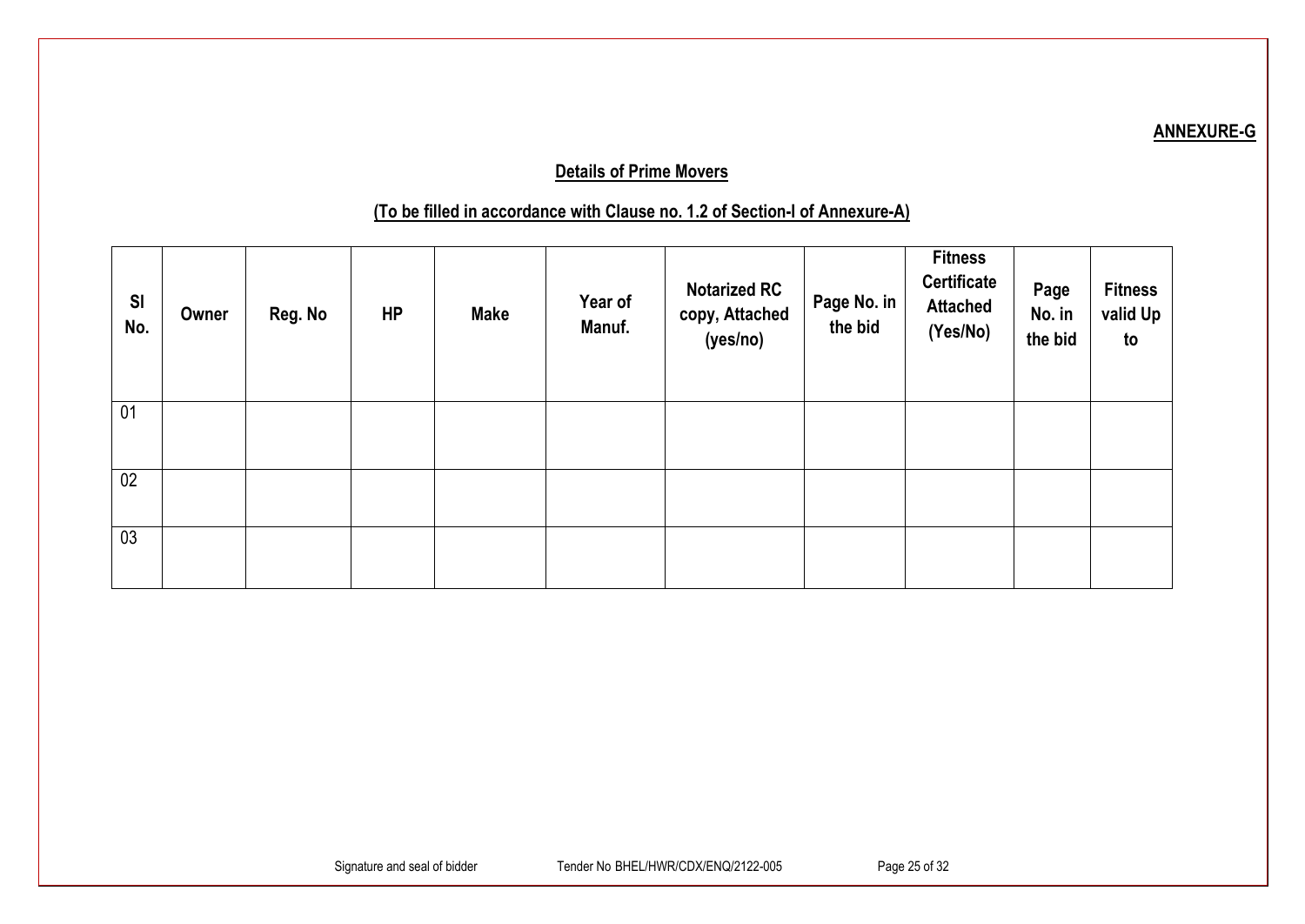**ANNEXURE-G**

## Details of Prime Movers

### (To be filled in accordance with Clause no. 1.2 of Section-I of Annexure-A)

| Sl No. | Owner | Reg. No | HP | Make | Year of Manuf. | Notarized RC copy, Attached (yes/no) | Page No. in the bid | Fitness Certificate Attached (Yes/No) | Page No. in the bid | Fitness valid Up to |
|---|---|---|---|---|---|---|---|---|---|---|
| 01 | | | | | | | | | | |
| 02 | | | | | | | | | | |
| 03 | | | | | | | | | | |

Signature and seal of bidder    Tender No BHEL/HWR/CDX/ENQ/2122-005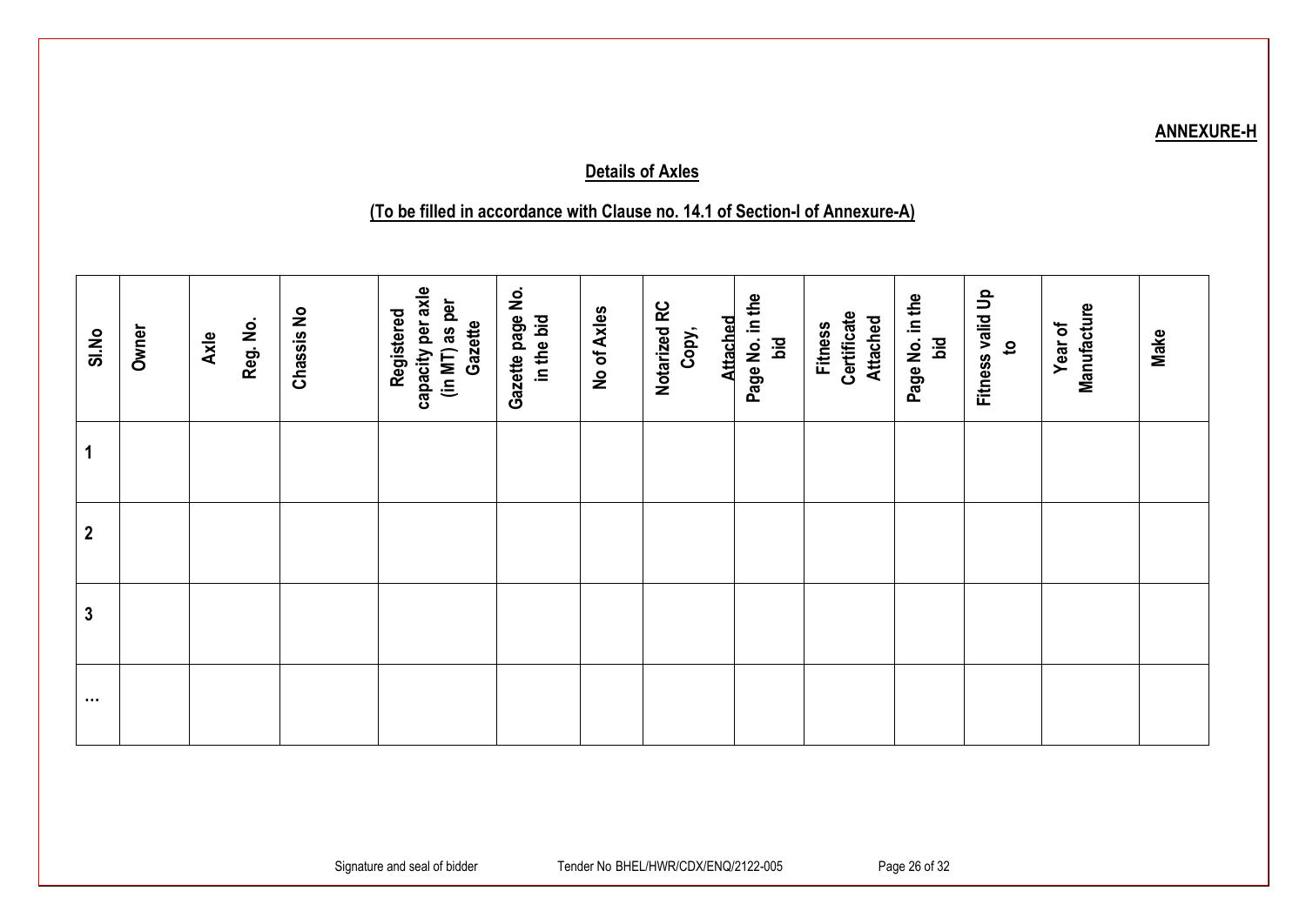**ANNEXURE-H**

**Details of Axles**

**(To be filled in accordance with Clause no. 14.1 of Section-I of Annexure-A)**

| Sl.No | Owner | Axle Reg. No. | Chassis No | Registered capacity per axle (in MT) as per Gazette | Gazette page No. in the bid | No of Axles | Notarized RC Copy, Attached | Page No. in the bid | Fitness Certificate Attached | Page No. in the bid | Fitness valid Up to | Year of Manufacture | Make |
|---|---|---|---|---|---|---|---|---|---|---|---|---|---|
| 1 | | | | | | | | | | | | | |
| 2 | | | | | | | | | | | | | |
| 3 | | | | | | | | | | | | | |
| ... | | | | | | | | | | | | | |

Signature and seal of bidder     Tender No BHEL/HWR/CDX/ENQ/2122-005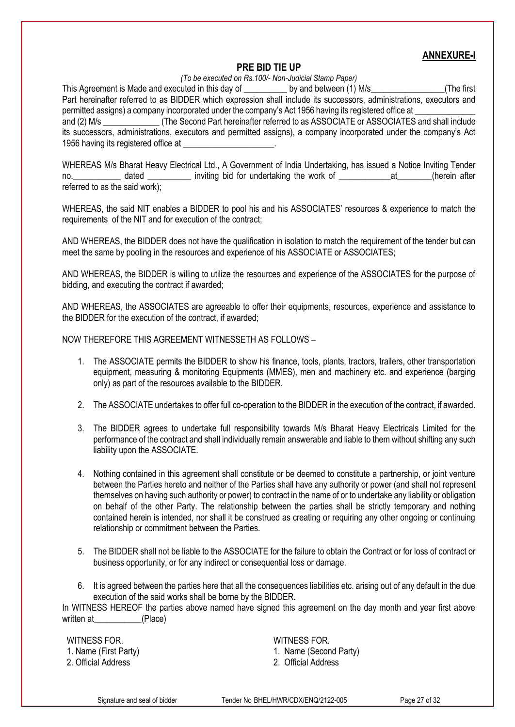**ANNEXURE-I**

## PRE BID TIE UP

*(To be executed on Rs.100/- Non-Judicial Stamp Paper)*

This Agreement is Made and executed in this day of __________ by and between (1) M/s_________________(The first Part hereinafter referred to as BIDDER which expression shall include its successors, administrations, executors and permitted assigns) a company incorporated under the company's Act 1956 having its registered office at ______________ and (2) M/s _____________ (The Second Part hereinafter referred to as ASSOCIATE or ASSOCIATES and shall include its successors, administrations, executors and permitted assigns), a company incorporated under the company's Act 1956 having its registered office at _____________________.

WHEREAS M/s Bharat Heavy Electrical Ltd., A Government of India Undertaking, has issued a Notice Inviting Tender no.___________ dated __________ inviting bid for undertaking the work of ____________at________(herein after referred to as the said work);

WHEREAS, the said NIT enables a BIDDER to pool his and his ASSOCIATES' resources & experience to match the requirements of the NIT and for execution of the contract;

AND WHEREAS, the BIDDER does not have the qualification in isolation to match the requirement of the tender but can meet the same by pooling in the resources and experience of his ASSOCIATE or ASSOCIATES;

AND WHEREAS, the BIDDER is willing to utilize the resources and experience of the ASSOCIATES for the purpose of bidding, and executing the contract if awarded;

AND WHEREAS, the ASSOCIATES are agreeable to offer their equipments, resources, experience and assistance to the BIDDER for the execution of the contract, if awarded;

NOW THEREFORE THIS AGREEMENT WITNESSETH AS FOLLOWS –

1. The ASSOCIATE permits the BIDDER to show his finance, tools, plants, tractors, trailers, other transportation equipment, measuring & monitoring Equipments (MMES), men and machinery etc. and experience (barging only) as part of the resources available to the BIDDER.
2. The ASSOCIATE undertakes to offer full co-operation to the BIDDER in the execution of the contract, if awarded.
3. The BIDDER agrees to undertake full responsibility towards M/s Bharat Heavy Electricals Limited for the performance of the contract and shall individually remain answerable and liable to them without shifting any such liability upon the ASSOCIATE.
4. Nothing contained in this agreement shall constitute or be deemed to constitute a partnership, or joint venture between the Parties hereto and neither of the Parties shall have any authority or power (and shall not represent themselves on having such authority or power) to contract in the name of or to undertake any liability or obligation on behalf of the other Party. The relationship between the parties shall be strictly temporary and nothing contained herein is intended, nor shall it be construed as creating or requiring any other ongoing or continuing relationship or commitment between the Parties.
5. The BIDDER shall not be liable to the ASSOCIATE for the failure to obtain the Contract or for loss of contract or business opportunity, or for any indirect or consequential loss or damage.
6. It is agreed between the parties here that all the consequences liabilities etc. arising out of any default in the due execution of the said works shall be borne by the BIDDER.

In WITNESS HEREOF the parties above named have signed this agreement on the day month and year first above written at___________(Place)

WITNESS FOR.
1. Name (First Party)
2. Official Address

WITNESS FOR.
1. Name (Second Party)
2. Official Address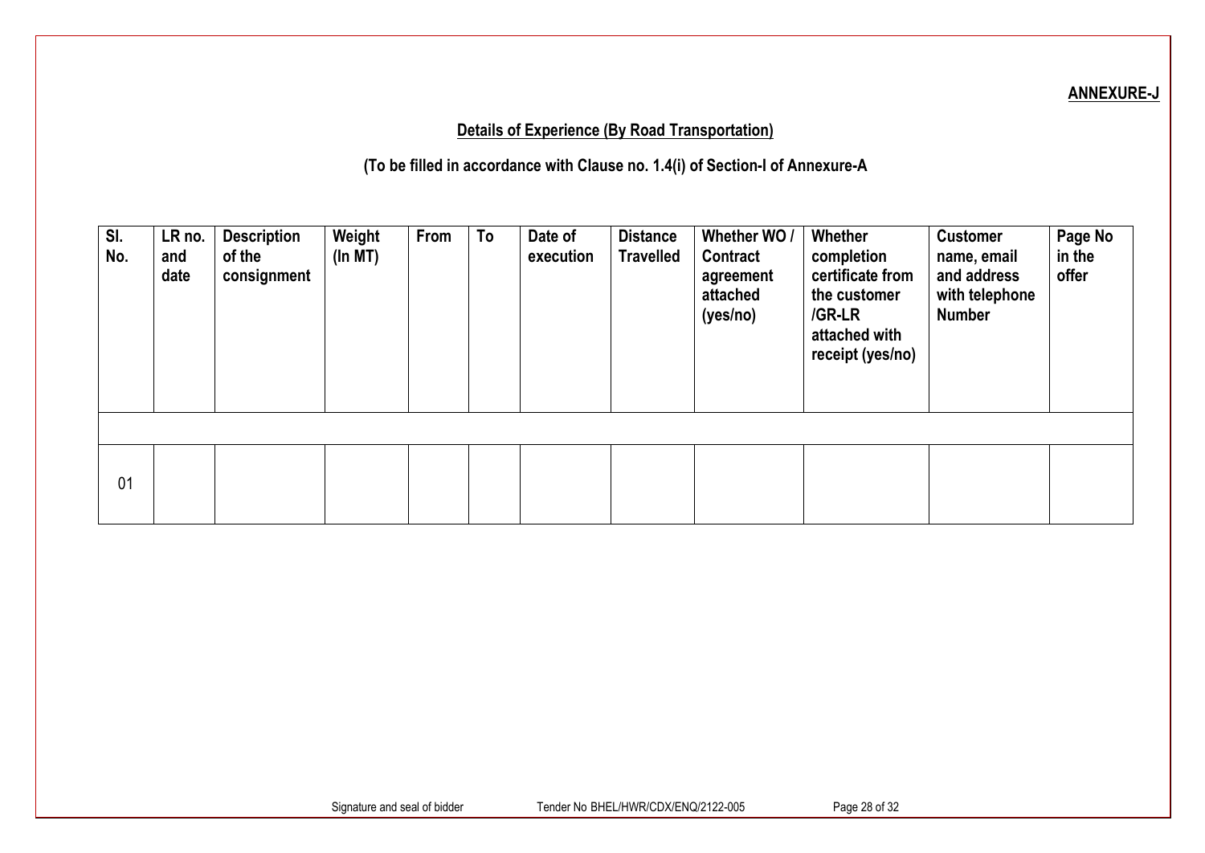**ANNEXURE-J**

**Details of Experience (By Road Transportation)**

**(To be filled in accordance with Clause no. 1.4(i) of Section-I of Annexure-A**

| Sl. No. | LR no. and date | Description of the consignment | Weight (In MT) | From | To | Date of execution | Distance Travelled | Whether WO / Contract agreement attached (yes/no) | Whether completion certificate from the customer /GR-LR attached with receipt (yes/no) | Customer name, email and address with telephone Number | Page No in the offer |
|---|---|---|---|---|---|---|---|---|---|---|---|
| | | | | | | | | | | | |
| 01 | | | | | | | | | | | |

Signature and seal of bidder

Tender No BHEL/HWR/CDX/ENQ/2122-005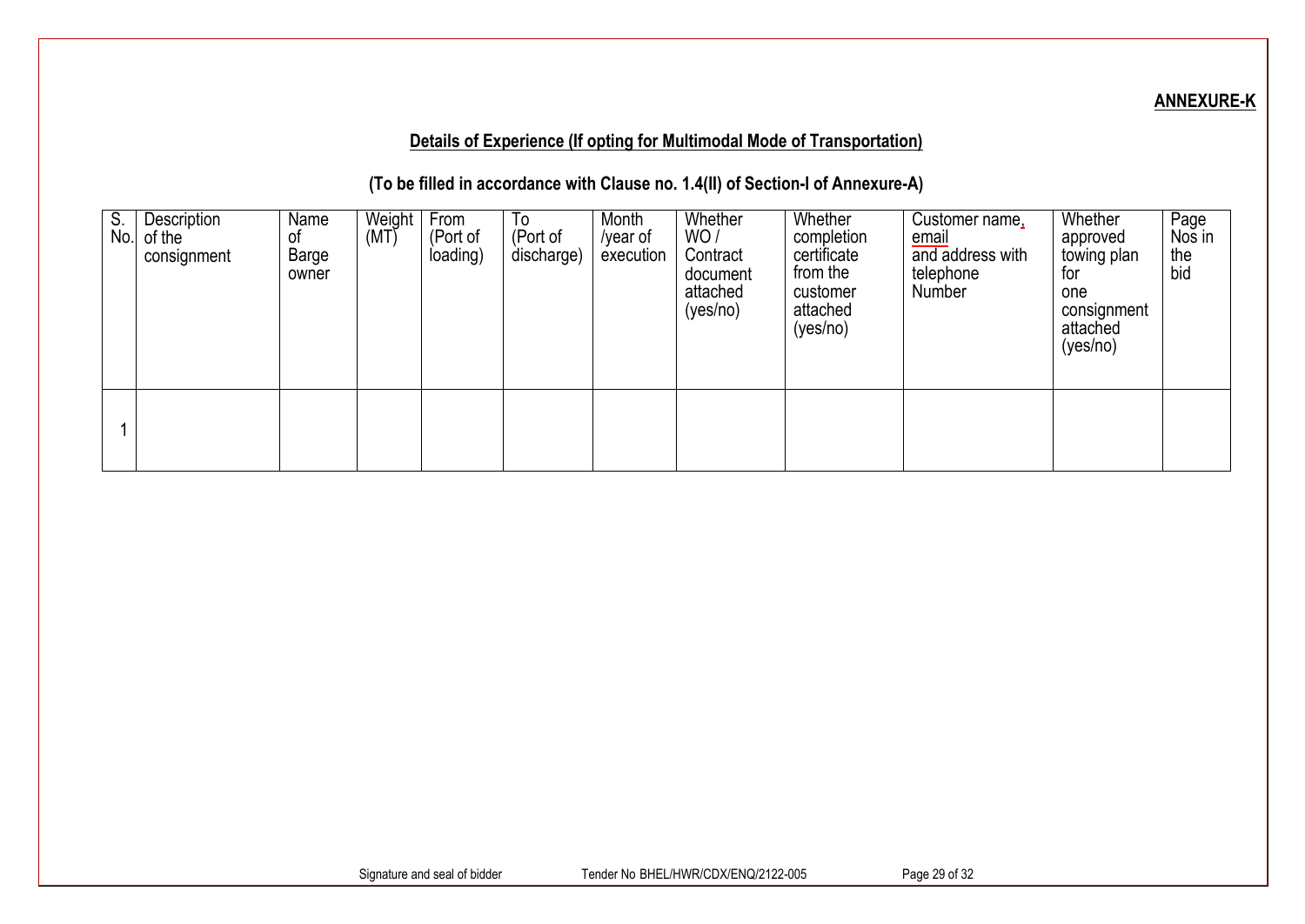**ANNEXURE-K**

**Details of Experience (If opting for Multimodal Mode of Transportation)**

**(To be filled in accordance with Clause no. 1.4(II) of Section-I of Annexure-A)**

| S. No. | Description of the consignment | Name of Barge owner | Weight (MT) | From (Port of loading) | To (Port of discharge) | Month /year of execution | Whether WO / Contract document attached (yes/no) | Whether completion certificate from the customer attached (yes/no) | Customer name, email and address with telephone Number | Whether approved towing plan for one consignment attached (yes/no) | Page Nos in the bid |
|---|---|---|---|---|---|---|---|---|---|---|---|
| 1 | | | | | | | | | | | |

Signature and seal of bidder Tender No BHEL/HWR/CDX/ENQ/2122-005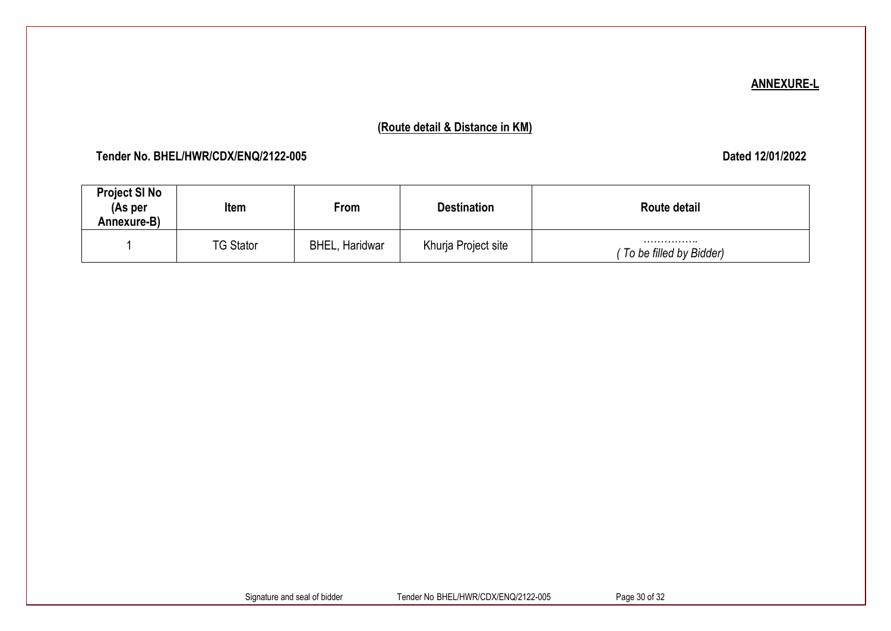**ANNEXURE-L**

## (Route detail & Distance in KM)

**Tender No. BHEL/HWR/CDX/ENQ/2122-005** **Dated 12/01/2022**

| Project Sl No (As per Annexure-B) | Item | From | Destination | Route detail |
|---|---|---|---|---|
| 1 | TG Stator | BHEL, Haridwar | Khurja Project site | ……………. *( To be filled by Bidder)* |

Signature and seal of bidder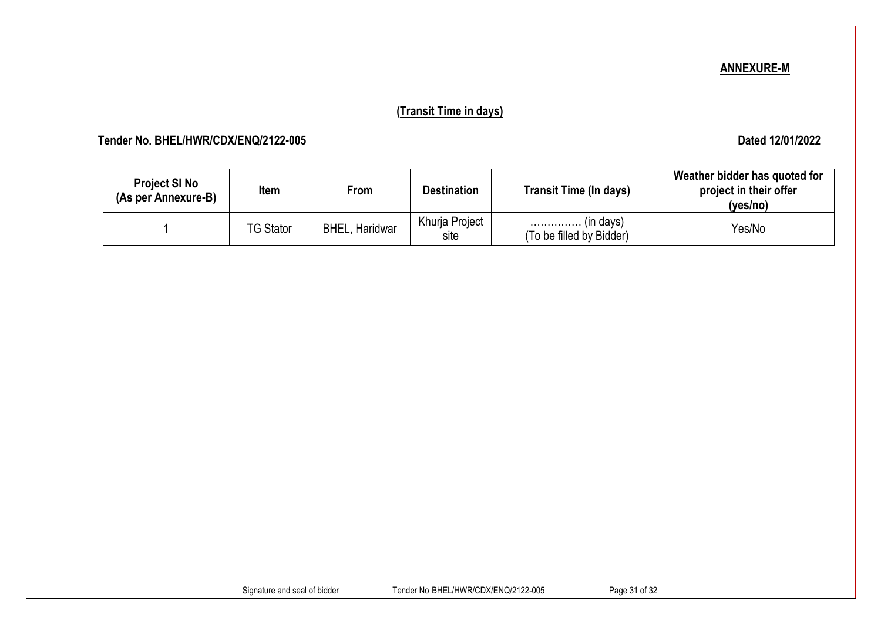**ANNEXURE-M**

**(Transit Time in days)**

**Tender No. BHEL/HWR/CDX/ENQ/2122-005** **Dated 12/01/2022**

| **Project Sl No (As per Annexure-B)** | **Item** | **From** | **Destination** | **Transit Time (In days)** | **Weather bidder has quoted for project in their offer (yes/no)** |
|---|---|---|---|---|---|
| 1 | TG Stator | BHEL, Haridwar | Khurja Project site | …………. (in days) (To be filled by Bidder) | Yes/No |

Signature and seal of bidder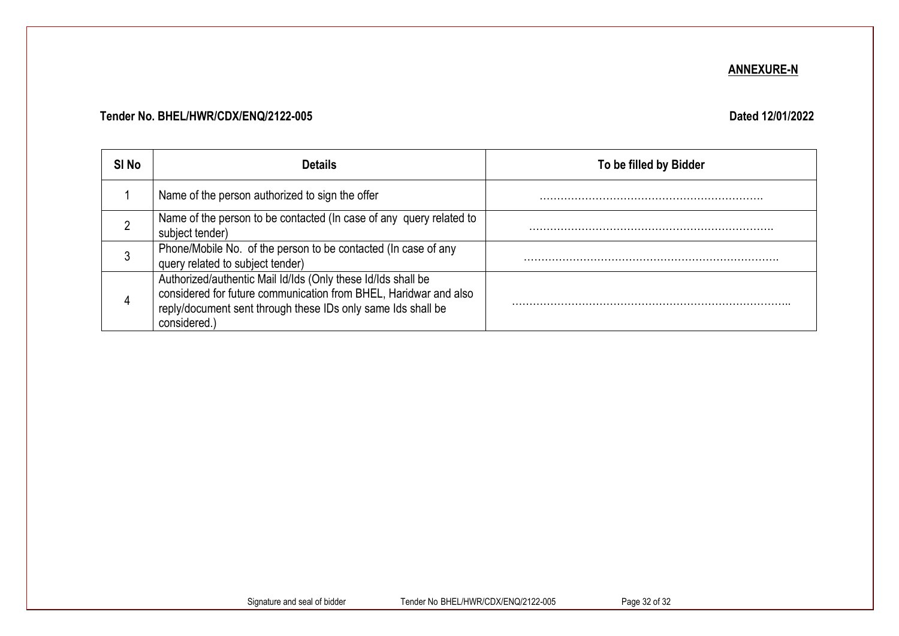**ANNEXURE-N**

**Tender No. BHEL/HWR/CDX/ENQ/2122-005** **Dated 12/01/2022**

| Sl No | Details | To be filled by Bidder |
|---|---|---|
| 1 | Name of the person authorized to sign the offer | ………………………………………………………. |
| 2 | Name of the person to be contacted (In case of any query related to subject tender) | ……………………………………………………………. |
| 3 | Phone/Mobile No. of the person to be contacted (In case of any query related to subject tender) | ………………………………………………………………. |
| 4 | Authorized/authentic Mail Id/Ids (Only these Id/Ids shall be considered for future communication from BHEL, Haridwar and also reply/document sent through these IDs only same Ids shall be considered.) | …………………………………………………………………….. |

Signature and seal of bidder